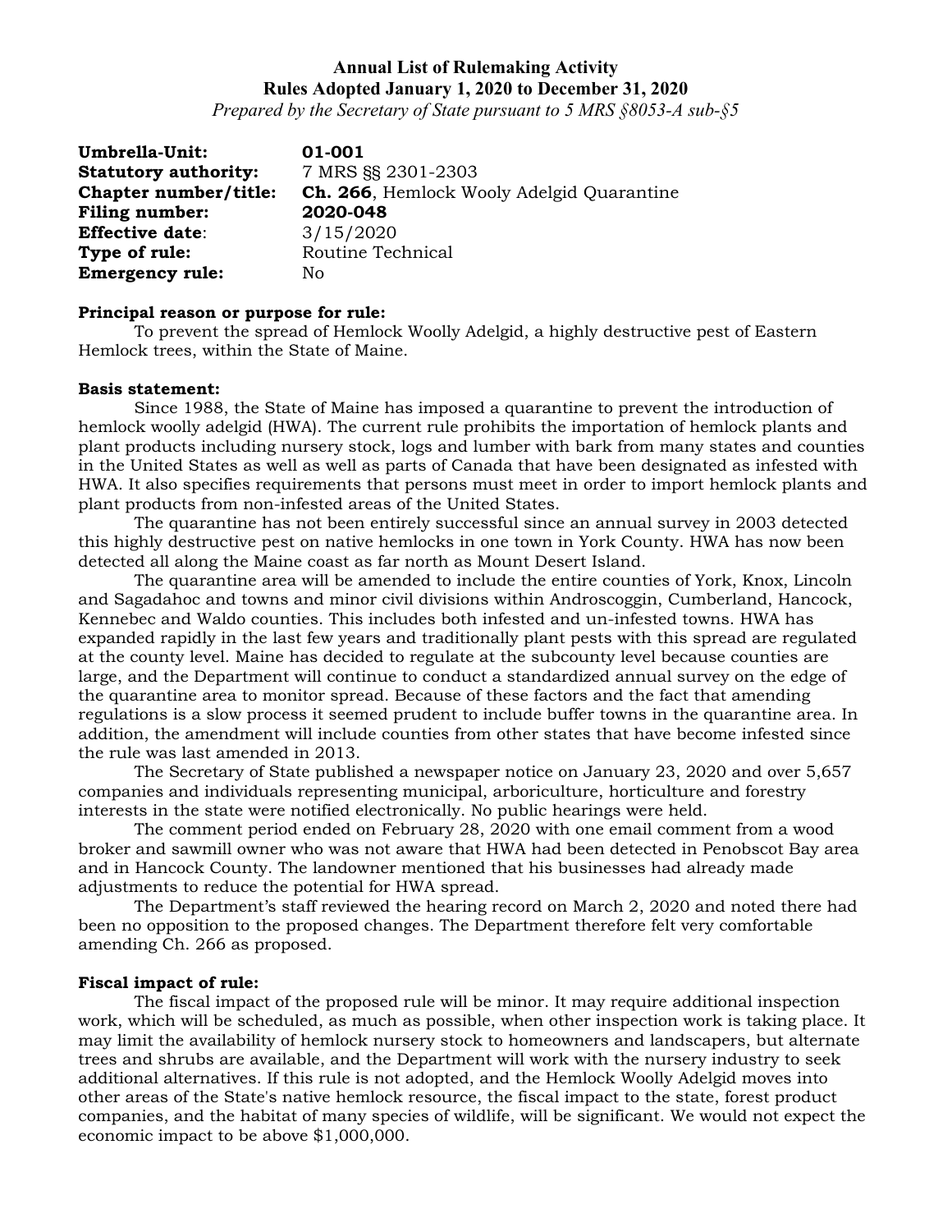# Annual List of Rulemaking Activity

## Rules Adopted January 1, 2020 to December 31, 2020

*Prepared by the Secretary of State pursuant to 5 MRS §8053-A sub-§5*

**Umbrella-Unit:** **01-001**
**Statutory authority:** 7 MRS §§ 2301-2303
**Chapter number/title:** **Ch. 266**, Hemlock Wooly Adelgid Quarantine
**Filing number:** **2020-048**
**Effective date**: 3/15/2020
**Type of rule:** Routine Technical
**Emergency rule:** No

**Principal reason or purpose for rule:**

To prevent the spread of Hemlock Woolly Adelgid, a highly destructive pest of Eastern Hemlock trees, within the State of Maine.

**Basis statement:**

Since 1988, the State of Maine has imposed a quarantine to prevent the introduction of hemlock woolly adelgid (HWA). The current rule prohibits the importation of hemlock plants and plant products including nursery stock, logs and lumber with bark from many states and counties in the United States as well as well as parts of Canada that have been designated as infested with HWA. It also specifies requirements that persons must meet in order to import hemlock plants and plant products from non-infested areas of the United States.

The quarantine has not been entirely successful since an annual survey in 2003 detected this highly destructive pest on native hemlocks in one town in York County. HWA has now been detected all along the Maine coast as far north as Mount Desert Island.

The quarantine area will be amended to include the entire counties of York, Knox, Lincoln and Sagadahoc and towns and minor civil divisions within Androscoggin, Cumberland, Hancock, Kennebec and Waldo counties. This includes both infested and un-infested towns. HWA has expanded rapidly in the last few years and traditionally plant pests with this spread are regulated at the county level. Maine has decided to regulate at the subcounty level because counties are large, and the Department will continue to conduct a standardized annual survey on the edge of the quarantine area to monitor spread. Because of these factors and the fact that amending regulations is a slow process it seemed prudent to include buffer towns in the quarantine area. In addition, the amendment will include counties from other states that have become infested since the rule was last amended in 2013.

The Secretary of State published a newspaper notice on January 23, 2020 and over 5,657 companies and individuals representing municipal, arboriculture, horticulture and forestry interests in the state were notified electronically. No public hearings were held.

The comment period ended on February 28, 2020 with one email comment from a wood broker and sawmill owner who was not aware that HWA had been detected in Penobscot Bay area and in Hancock County. The landowner mentioned that his businesses had already made adjustments to reduce the potential for HWA spread.

The Department's staff reviewed the hearing record on March 2, 2020 and noted there had been no opposition to the proposed changes. The Department therefore felt very comfortable amending Ch. 266 as proposed.

**Fiscal impact of rule:**

The fiscal impact of the proposed rule will be minor. It may require additional inspection work, which will be scheduled, as much as possible, when other inspection work is taking place. It may limit the availability of hemlock nursery stock to homeowners and landscapers, but alternate trees and shrubs are available, and the Department will work with the nursery industry to seek additional alternatives. If this rule is not adopted, and the Hemlock Woolly Adelgid moves into other areas of the State's native hemlock resource, the fiscal impact to the state, forest product companies, and the habitat of many species of wildlife, will be significant. We would not expect the economic impact to be above $1,000,000.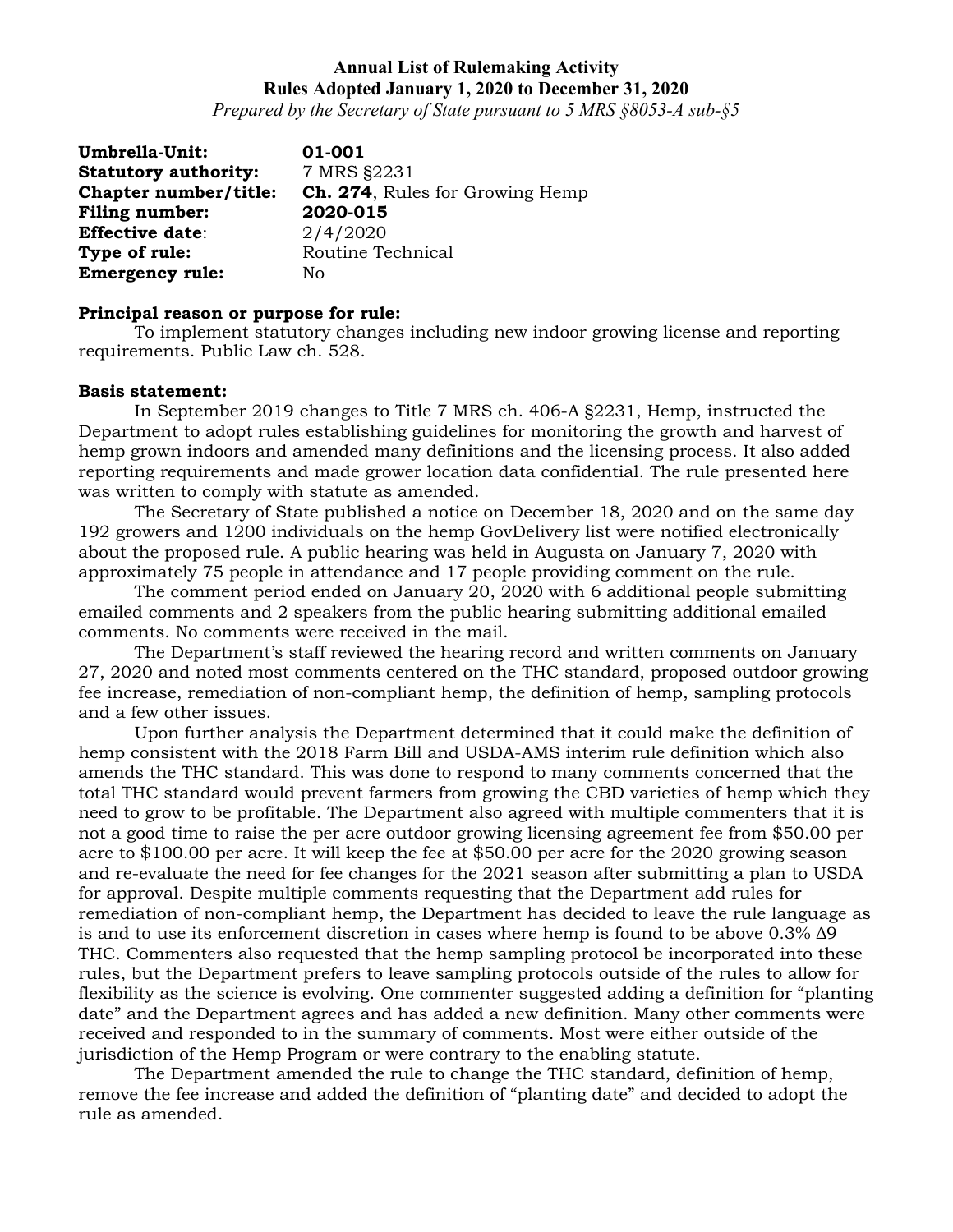**Annual List of Rulemaking Activity**
**Rules Adopted January 1, 2020 to December 31, 2020**
*Prepared by the Secretary of State pursuant to 5 MRS §8053-A sub-§5*

| | |
|---|---|
| **Umbrella-Unit:** | **01-001** |
| **Statutory authority:** | 7 MRS §2231 |
| **Chapter number/title:** | **Ch. 274**, Rules for Growing Hemp |
| **Filing number:** | **2020-015** |
| **Effective date**: | 2/4/2020 |
| **Type of rule:** | Routine Technical |
| **Emergency rule:** | No |

**Principal reason or purpose for rule:**

To implement statutory changes including new indoor growing license and reporting requirements. Public Law ch. 528.

**Basis statement:**

In September 2019 changes to Title 7 MRS ch. 406-A §2231, Hemp, instructed the Department to adopt rules establishing guidelines for monitoring the growth and harvest of hemp grown indoors and amended many definitions and the licensing process. It also added reporting requirements and made grower location data confidential. The rule presented here was written to comply with statute as amended.

The Secretary of State published a notice on December 18, 2020 and on the same day 192 growers and 1200 individuals on the hemp GovDelivery list were notified electronically about the proposed rule. A public hearing was held in Augusta on January 7, 2020 with approximately 75 people in attendance and 17 people providing comment on the rule.

The comment period ended on January 20, 2020 with 6 additional people submitting emailed comments and 2 speakers from the public hearing submitting additional emailed comments. No comments were received in the mail.

The Department's staff reviewed the hearing record and written comments on January 27, 2020 and noted most comments centered on the THC standard, proposed outdoor growing fee increase, remediation of non-compliant hemp, the definition of hemp, sampling protocols and a few other issues.

Upon further analysis the Department determined that it could make the definition of hemp consistent with the 2018 Farm Bill and USDA-AMS interim rule definition which also amends the THC standard. This was done to respond to many comments concerned that the total THC standard would prevent farmers from growing the CBD varieties of hemp which they need to grow to be profitable. The Department also agreed with multiple commenters that it is not a good time to raise the per acre outdoor growing licensing agreement fee from $50.00 per acre to $100.00 per acre. It will keep the fee at $50.00 per acre for the 2020 growing season and re-evaluate the need for fee changes for the 2021 season after submitting a plan to USDA for approval. Despite multiple comments requesting that the Department add rules for remediation of non-compliant hemp, the Department has decided to leave the rule language as is and to use its enforcement discretion in cases where hemp is found to be above 0.3% $\Delta 9$ THC. Commenters also requested that the hemp sampling protocol be incorporated into these rules, but the Department prefers to leave sampling protocols outside of the rules to allow for flexibility as the science is evolving. One commenter suggested adding a definition for "planting date" and the Department agrees and has added a new definition. Many other comments were received and responded to in the summary of comments. Most were either outside of the jurisdiction of the Hemp Program or were contrary to the enabling statute.

The Department amended the rule to change the THC standard, definition of hemp, remove the fee increase and added the definition of "planting date" and decided to adopt the rule as amended.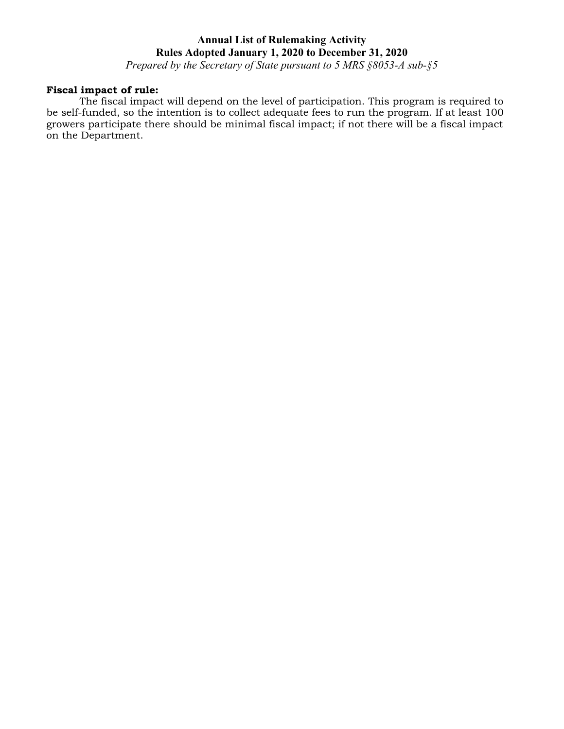**Fiscal impact of rule:**

The fiscal impact will depend on the level of participation. This program is required to be self-funded, so the intention is to collect adequate fees to run the program. If at least 100 growers participate there should be minimal fiscal impact; if not there will be a fiscal impact on the Department.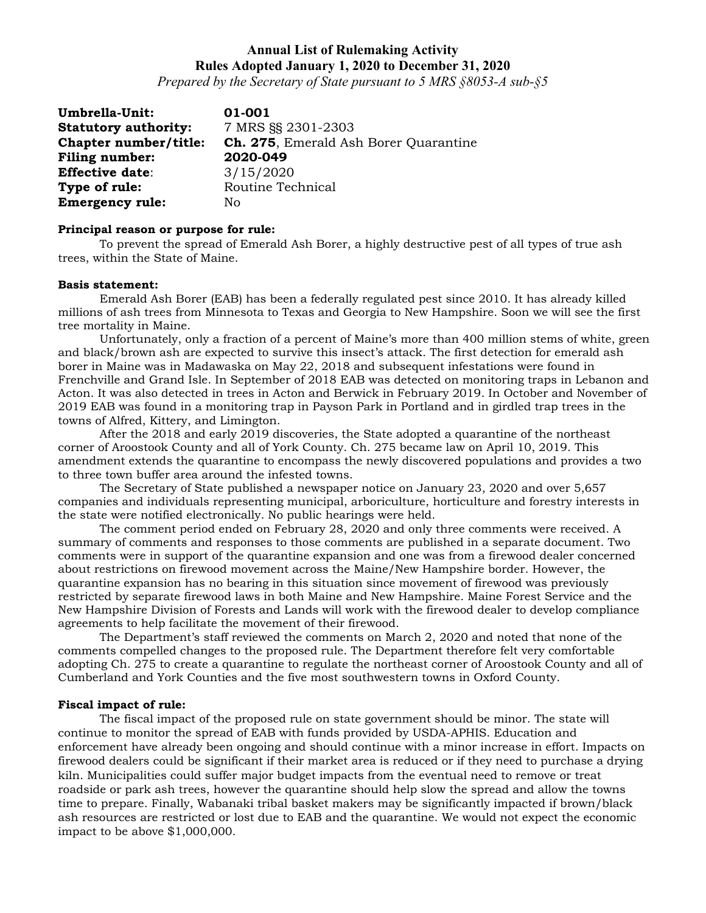# Annual List of Rulemaking Activity
## Rules Adopted January 1, 2020 to December 31, 2020
*Prepared by the Secretary of State pursuant to 5 MRS §8053-A sub-§5*

**Umbrella-Unit:** **01-001**
**Statutory authority:** 7 MRS §§ 2301-2303
**Chapter number/title:** **Ch. 275**, Emerald Ash Borer Quarantine
**Filing number:** **2020-049**
**Effective date**: 3/15/2020
**Type of rule:** Routine Technical
**Emergency rule:** No

**Principal reason or purpose for rule:**
To prevent the spread of Emerald Ash Borer, a highly destructive pest of all types of true ash trees, within the State of Maine.

**Basis statement:**
Emerald Ash Borer (EAB) has been a federally regulated pest since 2010. It has already killed millions of ash trees from Minnesota to Texas and Georgia to New Hampshire. Soon we will see the first tree mortality in Maine.

Unfortunately, only a fraction of a percent of Maine's more than 400 million stems of white, green and black/brown ash are expected to survive this insect's attack. The first detection for emerald ash borer in Maine was in Madawaska on May 22, 2018 and subsequent infestations were found in Frenchville and Grand Isle. In September of 2018 EAB was detected on monitoring traps in Lebanon and Acton. It was also detected in trees in Acton and Berwick in February 2019. In October and November of 2019 EAB was found in a monitoring trap in Payson Park in Portland and in girdled trap trees in the towns of Alfred, Kittery, and Limington.

After the 2018 and early 2019 discoveries, the State adopted a quarantine of the northeast corner of Aroostook County and all of York County. Ch. 275 became law on April 10, 2019. This amendment extends the quarantine to encompass the newly discovered populations and provides a two to three town buffer area around the infested towns.

The Secretary of State published a newspaper notice on January 23, 2020 and over 5,657 companies and individuals representing municipal, arboriculture, horticulture and forestry interests in the state were notified electronically. No public hearings were held.

The comment period ended on February 28, 2020 and only three comments were received. A summary of comments and responses to those comments are published in a separate document. Two comments were in support of the quarantine expansion and one was from a firewood dealer concerned about restrictions on firewood movement across the Maine/New Hampshire border. However, the quarantine expansion has no bearing in this situation since movement of firewood was previously restricted by separate firewood laws in both Maine and New Hampshire. Maine Forest Service and the New Hampshire Division of Forests and Lands will work with the firewood dealer to develop compliance agreements to help facilitate the movement of their firewood.

The Department's staff reviewed the comments on March 2, 2020 and noted that none of the comments compelled changes to the proposed rule. The Department therefore felt very comfortable adopting Ch. 275 to create a quarantine to regulate the northeast corner of Aroostook County and all of Cumberland and York Counties and the five most southwestern towns in Oxford County.

**Fiscal impact of rule:**
The fiscal impact of the proposed rule on state government should be minor. The state will continue to monitor the spread of EAB with funds provided by USDA-APHIS. Education and enforcement have already been ongoing and should continue with a minor increase in effort. Impacts on firewood dealers could be significant if their market area is reduced or if they need to purchase a drying kiln. Municipalities could suffer major budget impacts from the eventual need to remove or treat roadside or park ash trees, however the quarantine should help slow the spread and allow the towns time to prepare. Finally, Wabanaki tribal basket makers may be significantly impacted if brown/black ash resources are restricted or lost due to EAB and the quarantine. We would not expect the economic impact to be above $1,000,000.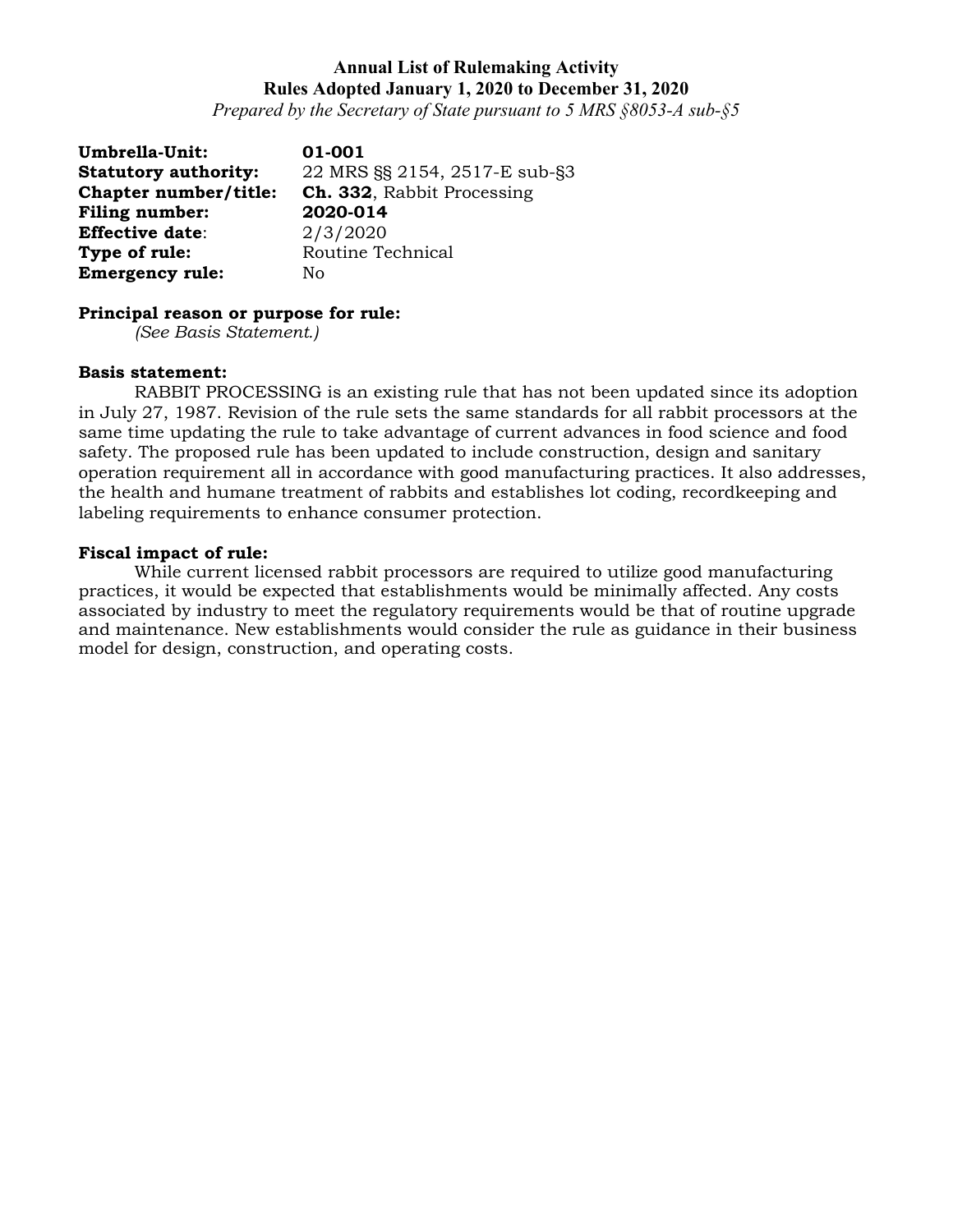**Annual List of Rulemaking Activity**
**Rules Adopted January 1, 2020 to December 31, 2020**
*Prepared by the Secretary of State pursuant to 5 MRS §8053-A sub-§5*

**Umbrella-Unit:** **01-001**
**Statutory authority:** 22 MRS §§ 2154, 2517-E sub-§3
**Chapter number/title:** **Ch. 332**, Rabbit Processing
**Filing number:** **2020-014**
**Effective date**: 2/3/2020
**Type of rule:** Routine Technical
**Emergency rule:** No

**Principal reason or purpose for rule:**
*(See Basis Statement.)*

**Basis statement:**
RABBIT PROCESSING is an existing rule that has not been updated since its adoption in July 27, 1987. Revision of the rule sets the same standards for all rabbit processors at the same time updating the rule to take advantage of current advances in food science and food safety. The proposed rule has been updated to include construction, design and sanitary operation requirement all in accordance with good manufacturing practices. It also addresses, the health and humane treatment of rabbits and establishes lot coding, recordkeeping and labeling requirements to enhance consumer protection.

**Fiscal impact of rule:**
While current licensed rabbit processors are required to utilize good manufacturing practices, it would be expected that establishments would be minimally affected. Any costs associated by industry to meet the regulatory requirements would be that of routine upgrade and maintenance. New establishments would consider the rule as guidance in their business model for design, construction, and operating costs.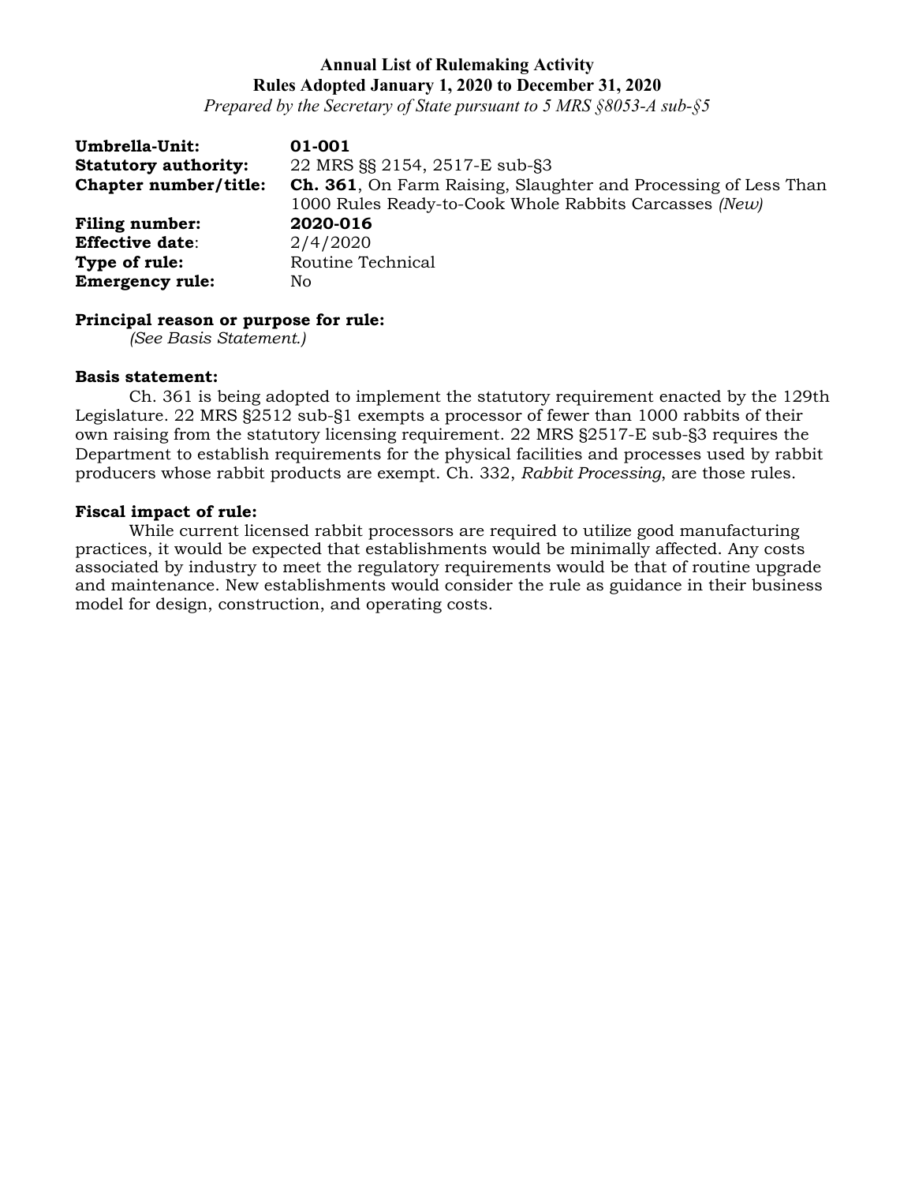**Annual List of Rulemaking Activity**
**Rules Adopted January 1, 2020 to December 31, 2020**
*Prepared by the Secretary of State pursuant to 5 MRS §8053-A sub-§5*

**Umbrella-Unit:** **01-001**
**Statutory authority:** 22 MRS §§ 2154, 2517-E sub-§3
**Chapter number/title:** **Ch. 361**, On Farm Raising, Slaughter and Processing of Less Than 1000 Rules Ready-to-Cook Whole Rabbits Carcasses *(New)*
**Filing number:** **2020-016**
**Effective date**: 2/4/2020
**Type of rule:** Routine Technical
**Emergency rule:** No

**Principal reason or purpose for rule:**
*(See Basis Statement.)*

**Basis statement:**
Ch. 361 is being adopted to implement the statutory requirement enacted by the 129th Legislature. 22 MRS §2512 sub-§1 exempts a processor of fewer than 1000 rabbits of their own raising from the statutory licensing requirement. 22 MRS §2517-E sub-§3 requires the Department to establish requirements for the physical facilities and processes used by rabbit producers whose rabbit products are exempt. Ch. 332, *Rabbit Processing*, are those rules.

**Fiscal impact of rule:**
While current licensed rabbit processors are required to utilize good manufacturing practices, it would be expected that establishments would be minimally affected. Any costs associated by industry to meet the regulatory requirements would be that of routine upgrade and maintenance. New establishments would consider the rule as guidance in their business model for design, construction, and operating costs.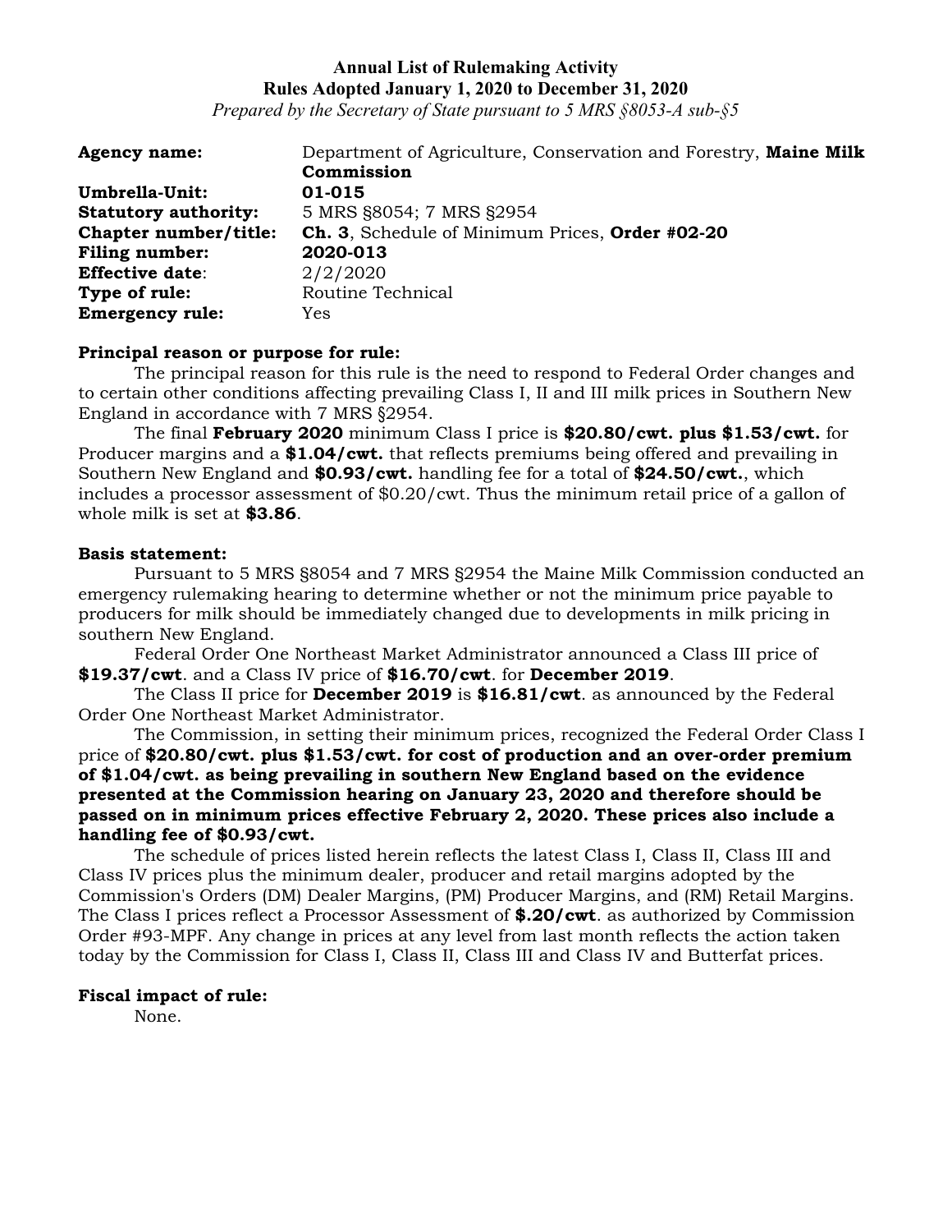**Annual List of Rulemaking Activity**
**Rules Adopted January 1, 2020 to December 31, 2020**
*Prepared by the Secretary of State pursuant to 5 MRS §8053-A sub-§5*

| | |
|---|---|
| **Agency name:** | Department of Agriculture, Conservation and Forestry, **Maine Milk Commission** |
| **Umbrella-Unit:** | **01-015** |
| **Statutory authority:** | 5 MRS §8054; 7 MRS §2954 |
| **Chapter number/title:** | **Ch. 3**, Schedule of Minimum Prices, **Order #02-20** |
| **Filing number:** | **2020-013** |
| **Effective date**: | 2/2/2020 |
| **Type of rule:** | Routine Technical |
| **Emergency rule:** | Yes |

**Principal reason or purpose for rule:**

The principal reason for this rule is the need to respond to Federal Order changes and to certain other conditions affecting prevailing Class I, II and III milk prices in Southern New England in accordance with 7 MRS §2954.

The final **February 2020** minimum Class I price is **$20.80/cwt. plus $1.53/cwt.** for Producer margins and a **$1.04/cwt.** that reflects premiums being offered and prevailing in Southern New England and **$0.93/cwt.** handling fee for a total of **$24.50/cwt.**, which includes a processor assessment of $0.20/cwt. Thus the minimum retail price of a gallon of whole milk is set at **$3.86**.

**Basis statement:**

Pursuant to 5 MRS §8054 and 7 MRS §2954 the Maine Milk Commission conducted an emergency rulemaking hearing to determine whether or not the minimum price payable to producers for milk should be immediately changed due to developments in milk pricing in southern New England.

Federal Order One Northeast Market Administrator announced a Class III price of **$19.37/cwt**. and a Class IV price of **$16.70/cwt**. for **December 2019**.

The Class II price for **December 2019** is **$16.81/cwt**. as announced by the Federal Order One Northeast Market Administrator.

The Commission, in setting their minimum prices, recognized the Federal Order Class I price of **$20.80/cwt. plus $1.53/cwt. for cost of production and an over-order premium of $1.04/cwt. as being prevailing in southern New England based on the evidence presented at the Commission hearing on January 23, 2020 and therefore should be passed on in minimum prices effective February 2, 2020. These prices also include a handling fee of $0.93/cwt.**

The schedule of prices listed herein reflects the latest Class I, Class II, Class III and Class IV prices plus the minimum dealer, producer and retail margins adopted by the Commission's Orders (DM) Dealer Margins, (PM) Producer Margins, and (RM) Retail Margins. The Class I prices reflect a Processor Assessment of **$.20/cwt**. as authorized by Commission Order #93-MPF. Any change in prices at any level from last month reflects the action taken today by the Commission for Class I, Class II, Class III and Class IV and Butterfat prices.

**Fiscal impact of rule:**

None.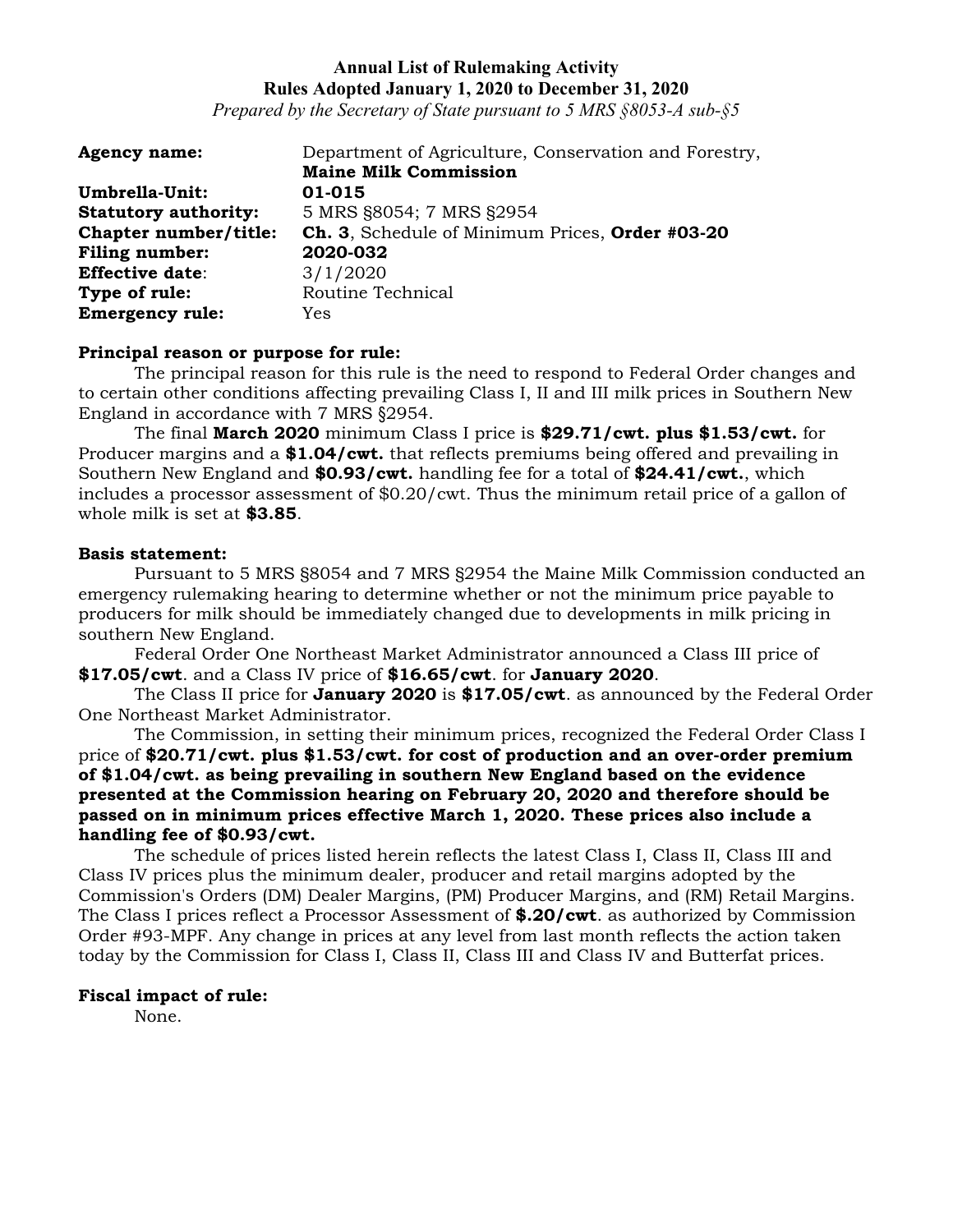**Annual List of Rulemaking Activity**
**Rules Adopted January 1, 2020 to December 31, 2020**
*Prepared by the Secretary of State pursuant to 5 MRS §8053-A sub-§5*

| | |
|---|---|
| **Agency name:** | Department of Agriculture, Conservation and Forestry, **Maine Milk Commission** |
| **Umbrella-Unit:** | **01-015** |
| **Statutory authority:** | 5 MRS §8054; 7 MRS §2954 |
| **Chapter number/title:** | **Ch. 3**, Schedule of Minimum Prices, **Order #03-20** |
| **Filing number:** | **2020-032** |
| **Effective date**: | 3/1/2020 |
| **Type of rule:** | Routine Technical |
| **Emergency rule:** | Yes |

**Principal reason or purpose for rule:**

The principal reason for this rule is the need to respond to Federal Order changes and to certain other conditions affecting prevailing Class I, II and III milk prices in Southern New England in accordance with 7 MRS §2954.

The final **March 2020** minimum Class I price is **$29.71/cwt. plus $1.53/cwt.** for Producer margins and a **$1.04/cwt.** that reflects premiums being offered and prevailing in Southern New England and **$0.93/cwt.** handling fee for a total of **$24.41/cwt.**, which includes a processor assessment of $0.20/cwt. Thus the minimum retail price of a gallon of whole milk is set at **$3.85**.

**Basis statement:**

Pursuant to 5 MRS §8054 and 7 MRS §2954 the Maine Milk Commission conducted an emergency rulemaking hearing to determine whether or not the minimum price payable to producers for milk should be immediately changed due to developments in milk pricing in southern New England.

Federal Order One Northeast Market Administrator announced a Class III price of **$17.05/cwt**. and a Class IV price of **$16.65/cwt**. for **January 2020**.

The Class II price for **January 2020** is **$17.05/cwt**. as announced by the Federal Order One Northeast Market Administrator.

The Commission, in setting their minimum prices, recognized the Federal Order Class I price of **$20.71/cwt. plus $1.53/cwt. for cost of production and an over-order premium of $1.04/cwt. as being prevailing in southern New England based on the evidence presented at the Commission hearing on February 20, 2020 and therefore should be passed on in minimum prices effective March 1, 2020. These prices also include a handling fee of $0.93/cwt.**

The schedule of prices listed herein reflects the latest Class I, Class II, Class III and Class IV prices plus the minimum dealer, producer and retail margins adopted by the Commission's Orders (DM) Dealer Margins, (PM) Producer Margins, and (RM) Retail Margins. The Class I prices reflect a Processor Assessment of **$.20/cwt**. as authorized by Commission Order #93-MPF. Any change in prices at any level from last month reflects the action taken today by the Commission for Class I, Class II, Class III and Class IV and Butterfat prices.

**Fiscal impact of rule:**

None.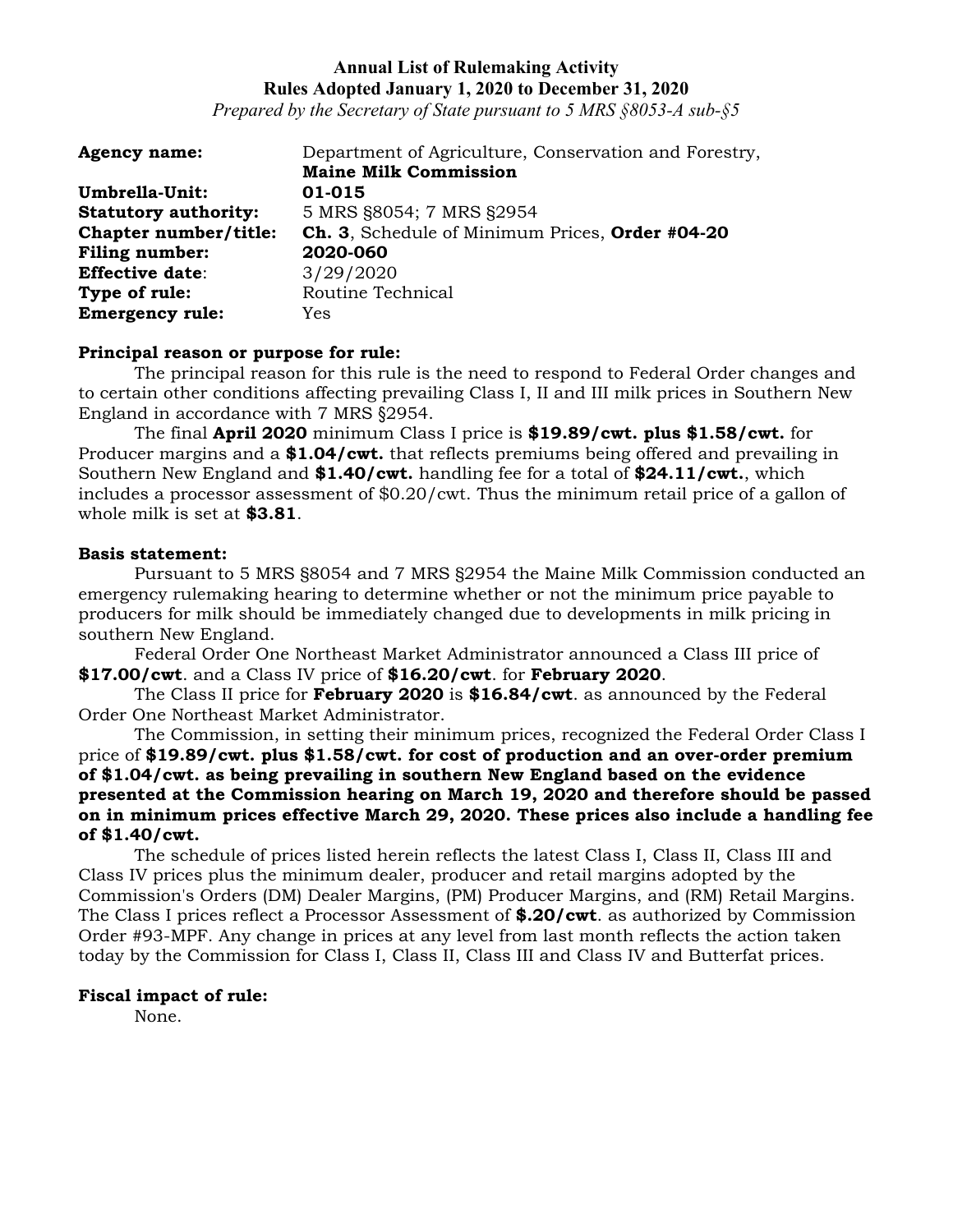**Annual List of Rulemaking Activity**
**Rules Adopted January 1, 2020 to December 31, 2020**
*Prepared by the Secretary of State pursuant to 5 MRS §8053-A sub-§5*

| | |
|---|---|
| **Agency name:** | Department of Agriculture, Conservation and Forestry, **Maine Milk Commission** |
| **Umbrella-Unit:** | **01-015** |
| **Statutory authority:** | 5 MRS §8054; 7 MRS §2954 |
| **Chapter number/title:** | **Ch. 3**, Schedule of Minimum Prices, **Order #04-20** |
| **Filing number:** | **2020-060** |
| **Effective date**: | 3/29/2020 |
| **Type of rule:** | Routine Technical |
| **Emergency rule:** | Yes |

**Principal reason or purpose for rule:**

The principal reason for this rule is the need to respond to Federal Order changes and to certain other conditions affecting prevailing Class I, II and III milk prices in Southern New England in accordance with 7 MRS §2954.

The final **April 2020** minimum Class I price is **$19.89/cwt. plus $1.58/cwt.** for Producer margins and a **$1.04/cwt.** that reflects premiums being offered and prevailing in Southern New England and **$1.40/cwt.** handling fee for a total of **$24.11/cwt.**, which includes a processor assessment of $0.20/cwt. Thus the minimum retail price of a gallon of whole milk is set at **$3.81**.

**Basis statement:**

Pursuant to 5 MRS §8054 and 7 MRS §2954 the Maine Milk Commission conducted an emergency rulemaking hearing to determine whether or not the minimum price payable to producers for milk should be immediately changed due to developments in milk pricing in southern New England.

Federal Order One Northeast Market Administrator announced a Class III price of **$17.00/cwt**. and a Class IV price of **$16.20/cwt**. for **February 2020**.

The Class II price for **February 2020** is **$16.84/cwt**. as announced by the Federal Order One Northeast Market Administrator.

The Commission, in setting their minimum prices, recognized the Federal Order Class I price of **$19.89/cwt. plus $1.58/cwt. for cost of production and an over-order premium of $1.04/cwt. as being prevailing in southern New England based on the evidence presented at the Commission hearing on March 19, 2020 and therefore should be passed on in minimum prices effective March 29, 2020. These prices also include a handling fee of $1.40/cwt.**

The schedule of prices listed herein reflects the latest Class I, Class II, Class III and Class IV prices plus the minimum dealer, producer and retail margins adopted by the Commission's Orders (DM) Dealer Margins, (PM) Producer Margins, and (RM) Retail Margins. The Class I prices reflect a Processor Assessment of **$.20/cwt**. as authorized by Commission Order #93-MPF. Any change in prices at any level from last month reflects the action taken today by the Commission for Class I, Class II, Class III and Class IV and Butterfat prices.

**Fiscal impact of rule:**

None.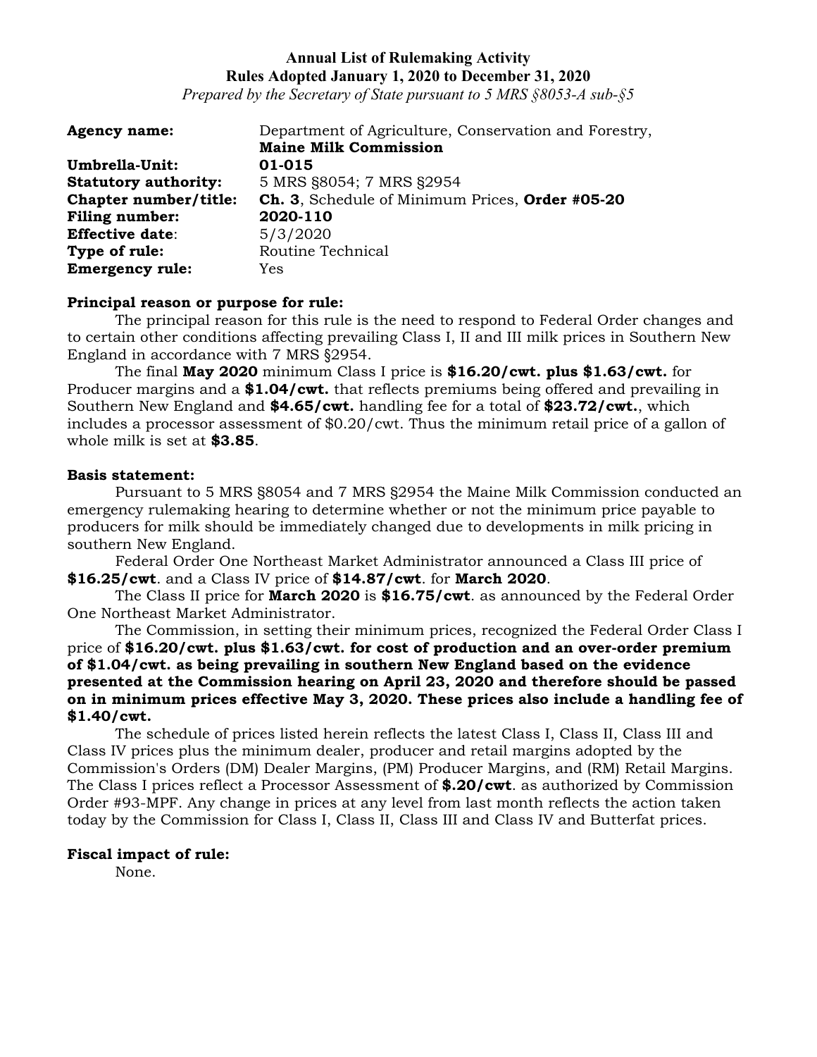**Annual List of Rulemaking Activity**
**Rules Adopted January 1, 2020 to December 31, 2020**
*Prepared by the Secretary of State pursuant to 5 MRS §8053-A sub-§5*

| | |
|---|---|
| **Agency name:** | Department of Agriculture, Conservation and Forestry, **Maine Milk Commission** |
| **Umbrella-Unit:** | **01-015** |
| **Statutory authority:** | 5 MRS §8054; 7 MRS §2954 |
| **Chapter number/title:** | **Ch. 3**, Schedule of Minimum Prices, **Order #05-20** |
| **Filing number:** | **2020-110** |
| **Effective date**: | 5/3/2020 |
| **Type of rule:** | Routine Technical |
| **Emergency rule:** | Yes |

**Principal reason or purpose for rule:**

The principal reason for this rule is the need to respond to Federal Order changes and to certain other conditions affecting prevailing Class I, II and III milk prices in Southern New England in accordance with 7 MRS §2954.

The final **May 2020** minimum Class I price is **$16.20/cwt. plus $1.63/cwt.** for Producer margins and a **$1.04/cwt.** that reflects premiums being offered and prevailing in Southern New England and **$4.65/cwt.** handling fee for a total of **$23.72/cwt.**, which includes a processor assessment of $0.20/cwt. Thus the minimum retail price of a gallon of whole milk is set at **$3.85**.

**Basis statement:**

Pursuant to 5 MRS §8054 and 7 MRS §2954 the Maine Milk Commission conducted an emergency rulemaking hearing to determine whether or not the minimum price payable to producers for milk should be immediately changed due to developments in milk pricing in southern New England.

Federal Order One Northeast Market Administrator announced a Class III price of **$16.25/cwt**. and a Class IV price of **$14.87/cwt**. for **March 2020**.

The Class II price for **March 2020** is **$16.75/cwt**. as announced by the Federal Order One Northeast Market Administrator.

The Commission, in setting their minimum prices, recognized the Federal Order Class I price of **$16.20/cwt. plus $1.63/cwt. for cost of production and an over-order premium of $1.04/cwt. as being prevailing in southern New England based on the evidence presented at the Commission hearing on April 23, 2020 and therefore should be passed on in minimum prices effective May 3, 2020. These prices also include a handling fee of $1.40/cwt.**

The schedule of prices listed herein reflects the latest Class I, Class II, Class III and Class IV prices plus the minimum dealer, producer and retail margins adopted by the Commission's Orders (DM) Dealer Margins, (PM) Producer Margins, and (RM) Retail Margins. The Class I prices reflect a Processor Assessment of **$.20/cwt**. as authorized by Commission Order #93-MPF. Any change in prices at any level from last month reflects the action taken today by the Commission for Class I, Class II, Class III and Class IV and Butterfat prices.

**Fiscal impact of rule:**

None.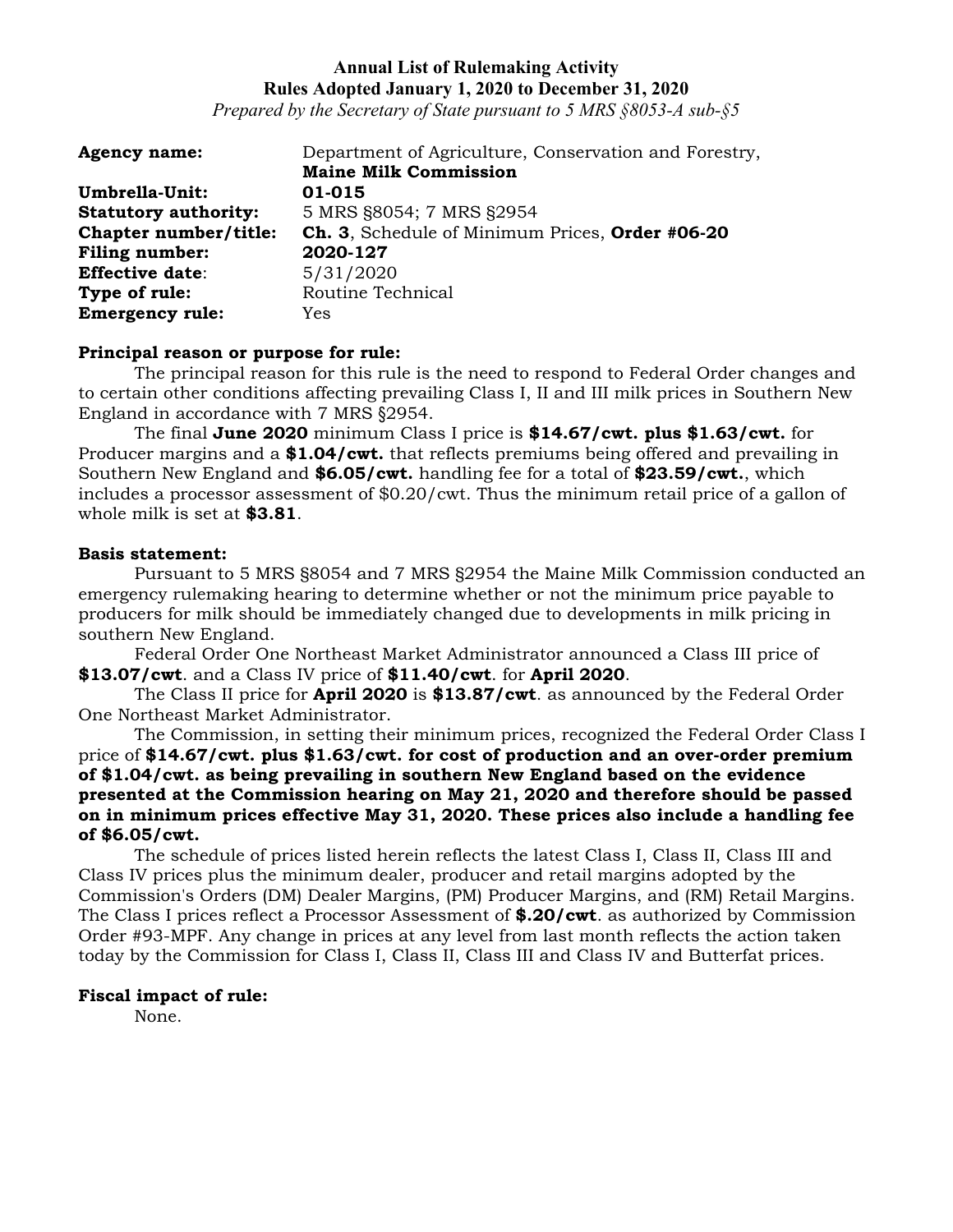**Annual List of Rulemaking Activity**
**Rules Adopted January 1, 2020 to December 31, 2020**
*Prepared by the Secretary of State pursuant to 5 MRS §8053-A sub-§5*

| | |
|---|---|
| **Agency name:** | Department of Agriculture, Conservation and Forestry, **Maine Milk Commission** |
| **Umbrella-Unit:** | **01-015** |
| **Statutory authority:** | 5 MRS §8054; 7 MRS §2954 |
| **Chapter number/title:** | **Ch. 3**, Schedule of Minimum Prices, **Order #06-20** |
| **Filing number:** | **2020-127** |
| **Effective date**: | 5/31/2020 |
| **Type of rule:** | Routine Technical |
| **Emergency rule:** | Yes |

**Principal reason or purpose for rule:**

The principal reason for this rule is the need to respond to Federal Order changes and to certain other conditions affecting prevailing Class I, II and III milk prices in Southern New England in accordance with 7 MRS §2954.

The final **June 2020** minimum Class I price is **$14.67/cwt. plus $1.63/cwt.** for Producer margins and a **$1.04/cwt.** that reflects premiums being offered and prevailing in Southern New England and **$6.05/cwt.** handling fee for a total of **$23.59/cwt.**, which includes a processor assessment of $0.20/cwt. Thus the minimum retail price of a gallon of whole milk is set at **$3.81**.

**Basis statement:**

Pursuant to 5 MRS §8054 and 7 MRS §2954 the Maine Milk Commission conducted an emergency rulemaking hearing to determine whether or not the minimum price payable to producers for milk should be immediately changed due to developments in milk pricing in southern New England.

Federal Order One Northeast Market Administrator announced a Class III price of **$13.07/cwt**. and a Class IV price of **$11.40/cwt**. for **April 2020**.

The Class II price for **April 2020** is **$13.87/cwt**. as announced by the Federal Order One Northeast Market Administrator.

The Commission, in setting their minimum prices, recognized the Federal Order Class I price of **$14.67/cwt. plus $1.63/cwt. for cost of production and an over-order premium of $1.04/cwt. as being prevailing in southern New England based on the evidence presented at the Commission hearing on May 21, 2020 and therefore should be passed on in minimum prices effective May 31, 2020. These prices also include a handling fee of $6.05/cwt.**

The schedule of prices listed herein reflects the latest Class I, Class II, Class III and Class IV prices plus the minimum dealer, producer and retail margins adopted by the Commission's Orders (DM) Dealer Margins, (PM) Producer Margins, and (RM) Retail Margins. The Class I prices reflect a Processor Assessment of **$.20/cwt**. as authorized by Commission Order #93-MPF. Any change in prices at any level from last month reflects the action taken today by the Commission for Class I, Class II, Class III and Class IV and Butterfat prices.

**Fiscal impact of rule:**

None.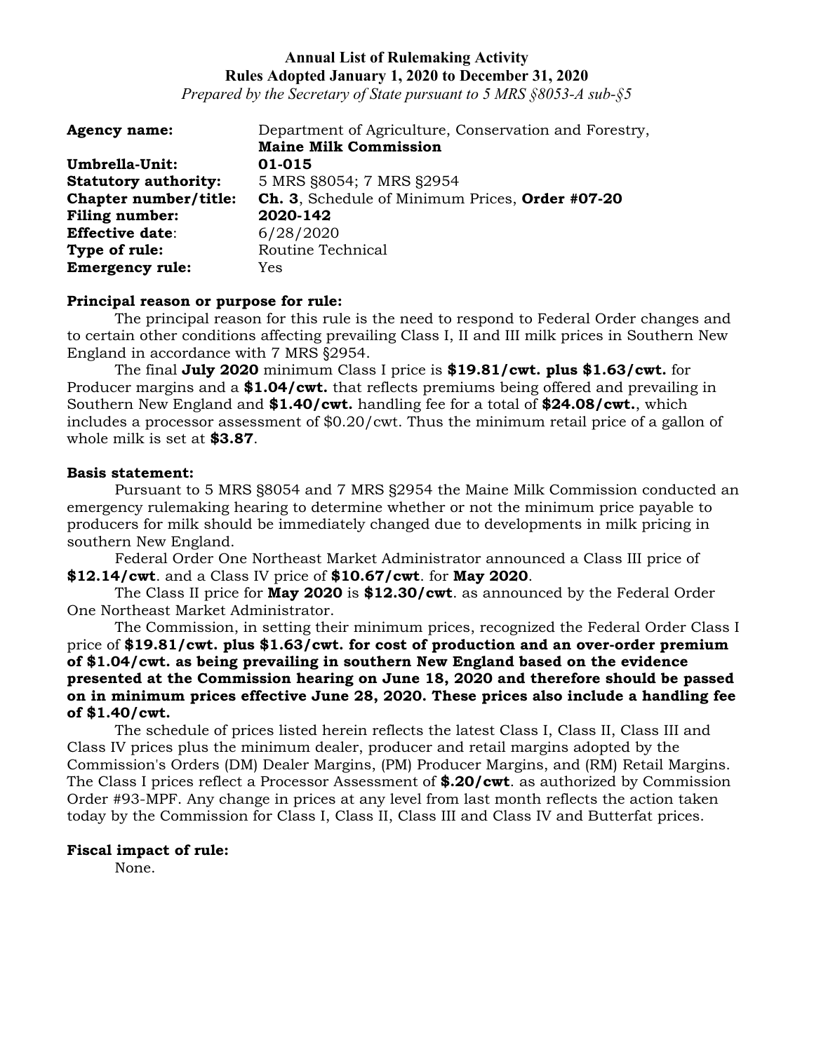**Annual List of Rulemaking Activity**
**Rules Adopted January 1, 2020 to December 31, 2020**
*Prepared by the Secretary of State pursuant to 5 MRS §8053-A sub-§5*

| | |
|---|---|
| **Agency name:** | Department of Agriculture, Conservation and Forestry, **Maine Milk Commission** |
| **Umbrella-Unit:** | **01-015** |
| **Statutory authority:** | 5 MRS §8054; 7 MRS §2954 |
| **Chapter number/title:** | **Ch. 3**, Schedule of Minimum Prices, **Order #07-20** |
| **Filing number:** | **2020-142** |
| **Effective date**: | 6/28/2020 |
| **Type of rule:** | Routine Technical |
| **Emergency rule:** | Yes |

**Principal reason or purpose for rule:**

The principal reason for this rule is the need to respond to Federal Order changes and to certain other conditions affecting prevailing Class I, II and III milk prices in Southern New England in accordance with 7 MRS §2954.

The final **July 2020** minimum Class I price is **$19.81/cwt. plus $1.63/cwt.** for Producer margins and a **$1.04/cwt.** that reflects premiums being offered and prevailing in Southern New England and **$1.40/cwt.** handling fee for a total of **$24.08/cwt.**, which includes a processor assessment of $0.20/cwt. Thus the minimum retail price of a gallon of whole milk is set at **$3.87**.

**Basis statement:**

Pursuant to 5 MRS §8054 and 7 MRS §2954 the Maine Milk Commission conducted an emergency rulemaking hearing to determine whether or not the minimum price payable to producers for milk should be immediately changed due to developments in milk pricing in southern New England.

Federal Order One Northeast Market Administrator announced a Class III price of **$12.14/cwt**. and a Class IV price of **$10.67/cwt**. for **May 2020**.

The Class II price for **May 2020** is **$12.30/cwt**. as announced by the Federal Order One Northeast Market Administrator.

The Commission, in setting their minimum prices, recognized the Federal Order Class I price of **$19.81/cwt. plus $1.63/cwt. for cost of production and an over-order premium of $1.04/cwt. as being prevailing in southern New England based on the evidence presented at the Commission hearing on June 18, 2020 and therefore should be passed on in minimum prices effective June 28, 2020. These prices also include a handling fee of $1.40/cwt.**

The schedule of prices listed herein reflects the latest Class I, Class II, Class III and Class IV prices plus the minimum dealer, producer and retail margins adopted by the Commission's Orders (DM) Dealer Margins, (PM) Producer Margins, and (RM) Retail Margins. The Class I prices reflect a Processor Assessment of **$.20/cwt**. as authorized by Commission Order #93-MPF. Any change in prices at any level from last month reflects the action taken today by the Commission for Class I, Class II, Class III and Class IV and Butterfat prices.

**Fiscal impact of rule:**

None.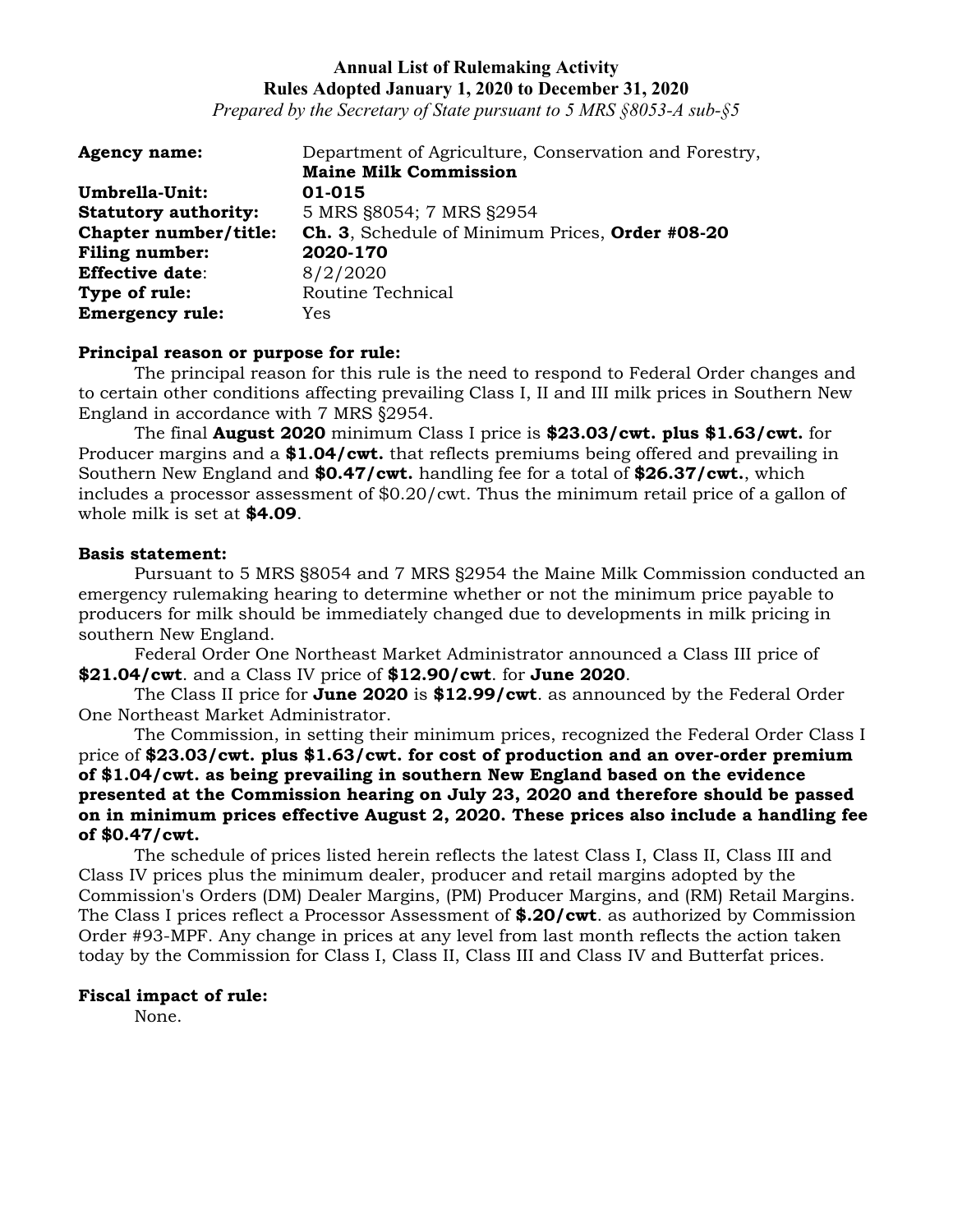**Annual List of Rulemaking Activity**
**Rules Adopted January 1, 2020 to December 31, 2020**
*Prepared by the Secretary of State pursuant to 5 MRS §8053-A sub-§5*

| | |
|---|---|
| **Agency name:** | Department of Agriculture, Conservation and Forestry, **Maine Milk Commission** |
| **Umbrella-Unit:** | **01-015** |
| **Statutory authority:** | 5 MRS §8054; 7 MRS §2954 |
| **Chapter number/title:** | **Ch. 3**, Schedule of Minimum Prices, **Order #08-20** |
| **Filing number:** | **2020-170** |
| **Effective date**: | 8/2/2020 |
| **Type of rule:** | Routine Technical |
| **Emergency rule:** | Yes |

**Principal reason or purpose for rule:**

The principal reason for this rule is the need to respond to Federal Order changes and to certain other conditions affecting prevailing Class I, II and III milk prices in Southern New England in accordance with 7 MRS §2954.

The final **August 2020** minimum Class I price is **$23.03/cwt. plus $1.63/cwt.** for Producer margins and a **$1.04/cwt.** that reflects premiums being offered and prevailing in Southern New England and **$0.47/cwt.** handling fee for a total of **$26.37/cwt.**, which includes a processor assessment of $0.20/cwt. Thus the minimum retail price of a gallon of whole milk is set at **$4.09**.

**Basis statement:**

Pursuant to 5 MRS §8054 and 7 MRS §2954 the Maine Milk Commission conducted an emergency rulemaking hearing to determine whether or not the minimum price payable to producers for milk should be immediately changed due to developments in milk pricing in southern New England.

Federal Order One Northeast Market Administrator announced a Class III price of **$21.04/cwt**. and a Class IV price of **$12.90/cwt**. for **June 2020**.

The Class II price for **June 2020** is **$12.99/cwt**. as announced by the Federal Order One Northeast Market Administrator.

The Commission, in setting their minimum prices, recognized the Federal Order Class I price of **$23.03/cwt. plus $1.63/cwt. for cost of production and an over-order premium of $1.04/cwt. as being prevailing in southern New England based on the evidence presented at the Commission hearing on July 23, 2020 and therefore should be passed on in minimum prices effective August 2, 2020. These prices also include a handling fee of $0.47/cwt.**

The schedule of prices listed herein reflects the latest Class I, Class II, Class III and Class IV prices plus the minimum dealer, producer and retail margins adopted by the Commission's Orders (DM) Dealer Margins, (PM) Producer Margins, and (RM) Retail Margins. The Class I prices reflect a Processor Assessment of **$.20/cwt**. as authorized by Commission Order #93-MPF. Any change in prices at any level from last month reflects the action taken today by the Commission for Class I, Class II, Class III and Class IV and Butterfat prices.

**Fiscal impact of rule:**

None.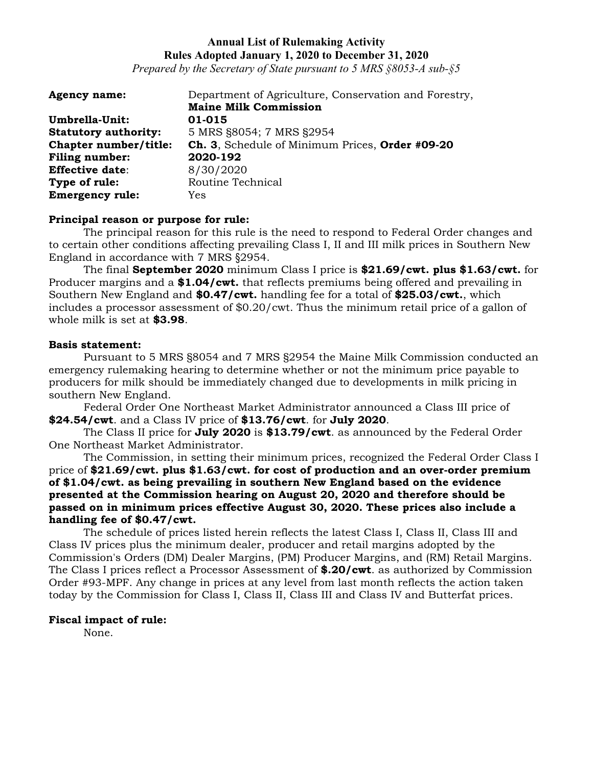**Annual List of Rulemaking Activity**
**Rules Adopted January 1, 2020 to December 31, 2020**
*Prepared by the Secretary of State pursuant to 5 MRS §8053-A sub-§5*

**Agency name:** Department of Agriculture, Conservation and Forestry, **Maine Milk Commission**
**Umbrella-Unit:** **01-015**
**Statutory authority:** 5 MRS §8054; 7 MRS §2954
**Chapter number/title:** **Ch. 3**, Schedule of Minimum Prices, **Order #09-20**
**Filing number:** **2020-192**
**Effective date**: 8/30/2020
**Type of rule:** Routine Technical
**Emergency rule:** Yes

**Principal reason or purpose for rule:**

The principal reason for this rule is the need to respond to Federal Order changes and to certain other conditions affecting prevailing Class I, II and III milk prices in Southern New England in accordance with 7 MRS §2954.

The final **September 2020** minimum Class I price is **$21.69/cwt. plus $1.63/cwt.** for Producer margins and a **$1.04/cwt.** that reflects premiums being offered and prevailing in Southern New England and **$0.47/cwt.** handling fee for a total of **$25.03/cwt.**, which includes a processor assessment of $0.20/cwt. Thus the minimum retail price of a gallon of whole milk is set at **$3.98**.

**Basis statement:**

Pursuant to 5 MRS §8054 and 7 MRS §2954 the Maine Milk Commission conducted an emergency rulemaking hearing to determine whether or not the minimum price payable to producers for milk should be immediately changed due to developments in milk pricing in southern New England.

Federal Order One Northeast Market Administrator announced a Class III price of **$24.54/cwt**. and a Class IV price of **$13.76/cwt**. for **July 2020**.

The Class II price for **July 2020** is **$13.79/cwt**. as announced by the Federal Order One Northeast Market Administrator.

The Commission, in setting their minimum prices, recognized the Federal Order Class I price of **$21.69/cwt. plus $1.63/cwt. for cost of production and an over-order premium of $1.04/cwt. as being prevailing in southern New England based on the evidence presented at the Commission hearing on August 20, 2020 and therefore should be passed on in minimum prices effective August 30, 2020. These prices also include a handling fee of $0.47/cwt.**

The schedule of prices listed herein reflects the latest Class I, Class II, Class III and Class IV prices plus the minimum dealer, producer and retail margins adopted by the Commission's Orders (DM) Dealer Margins, (PM) Producer Margins, and (RM) Retail Margins. The Class I prices reflect a Processor Assessment of **$.20/cwt**. as authorized by Commission Order #93-MPF. Any change in prices at any level from last month reflects the action taken today by the Commission for Class I, Class II, Class III and Class IV and Butterfat prices.

**Fiscal impact of rule:**

None.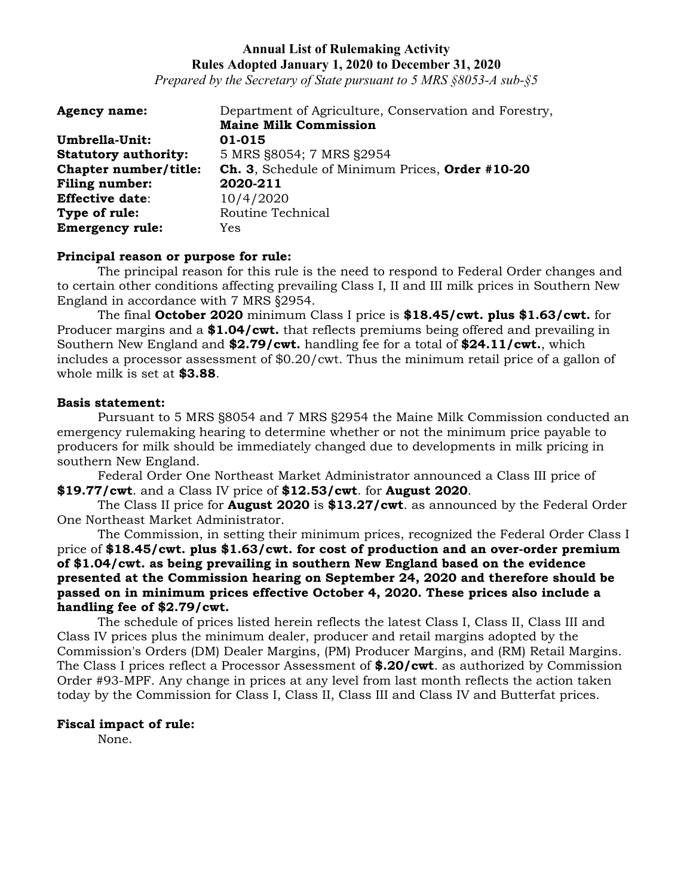**Annual List of Rulemaking Activity**
**Rules Adopted January 1, 2020 to December 31, 2020**
*Prepared by the Secretary of State pursuant to 5 MRS §8053-A sub-§5*

**Agency name:** Department of Agriculture, Conservation and Forestry, **Maine Milk Commission**
**Umbrella-Unit:** **01-015**
**Statutory authority:** 5 MRS §8054; 7 MRS §2954
**Chapter number/title:** **Ch. 3**, Schedule of Minimum Prices, **Order #10-20**
**Filing number:** **2020-211**
**Effective date**: 10/4/2020
**Type of rule:** Routine Technical
**Emergency rule:** Yes

**Principal reason or purpose for rule:**

The principal reason for this rule is the need to respond to Federal Order changes and to certain other conditions affecting prevailing Class I, II and III milk prices in Southern New England in accordance with 7 MRS §2954.

The final **October 2020** minimum Class I price is **$18.45/cwt. plus $1.63/cwt.** for Producer margins and a **$1.04/cwt.** that reflects premiums being offered and prevailing in Southern New England and **$2.79/cwt.** handling fee for a total of **$24.11/cwt.**, which includes a processor assessment of $0.20/cwt. Thus the minimum retail price of a gallon of whole milk is set at **$3.88**.

**Basis statement:**

Pursuant to 5 MRS §8054 and 7 MRS §2954 the Maine Milk Commission conducted an emergency rulemaking hearing to determine whether or not the minimum price payable to producers for milk should be immediately changed due to developments in milk pricing in southern New England.

Federal Order One Northeast Market Administrator announced a Class III price of **$19.77/cwt**. and a Class IV price of **$12.53/cwt**. for **August 2020**.

The Class II price for **August 2020** is **$13.27/cwt**. as announced by the Federal Order One Northeast Market Administrator.

The Commission, in setting their minimum prices, recognized the Federal Order Class I price of **$18.45/cwt. plus $1.63/cwt. for cost of production and an over-order premium of $1.04/cwt. as being prevailing in southern New England based on the evidence presented at the Commission hearing on September 24, 2020 and therefore should be passed on in minimum prices effective October 4, 2020. These prices also include a handling fee of $2.79/cwt.**

The schedule of prices listed herein reflects the latest Class I, Class II, Class III and Class IV prices plus the minimum dealer, producer and retail margins adopted by the Commission's Orders (DM) Dealer Margins, (PM) Producer Margins, and (RM) Retail Margins. The Class I prices reflect a Processor Assessment of **$.20/cwt**. as authorized by Commission Order #93-MPF. Any change in prices at any level from last month reflects the action taken today by the Commission for Class I, Class II, Class III and Class IV and Butterfat prices.

**Fiscal impact of rule:**

None.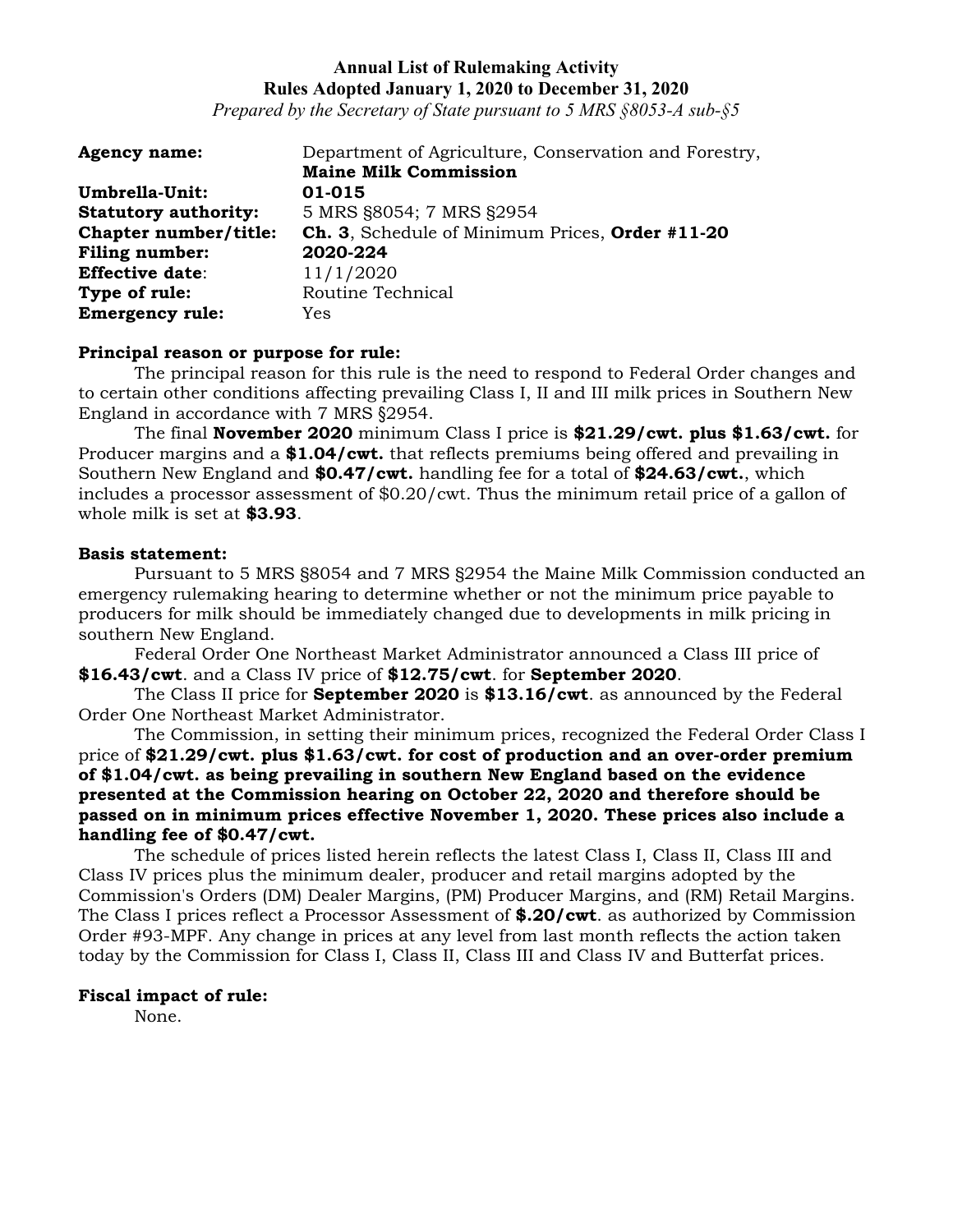**Annual List of Rulemaking Activity**
**Rules Adopted January 1, 2020 to December 31, 2020**
*Prepared by the Secretary of State pursuant to 5 MRS §8053-A sub-§5*

| | |
|---|---|
| **Agency name:** | Department of Agriculture, Conservation and Forestry, **Maine Milk Commission** |
| **Umbrella-Unit:** | **01-015** |
| **Statutory authority:** | 5 MRS §8054; 7 MRS §2954 |
| **Chapter number/title:** | **Ch. 3**, Schedule of Minimum Prices, **Order #11-20** |
| **Filing number:** | **2020-224** |
| **Effective date**: | 11/1/2020 |
| **Type of rule:** | Routine Technical |
| **Emergency rule:** | Yes |

**Principal reason or purpose for rule:**

The principal reason for this rule is the need to respond to Federal Order changes and to certain other conditions affecting prevailing Class I, II and III milk prices in Southern New England in accordance with 7 MRS §2954.

The final **November 2020** minimum Class I price is **$21.29/cwt. plus $1.63/cwt.** for Producer margins and a **$1.04/cwt.** that reflects premiums being offered and prevailing in Southern New England and **$0.47/cwt.** handling fee for a total of **$24.63/cwt.**, which includes a processor assessment of $0.20/cwt. Thus the minimum retail price of a gallon of whole milk is set at **$3.93**.

**Basis statement:**

Pursuant to 5 MRS §8054 and 7 MRS §2954 the Maine Milk Commission conducted an emergency rulemaking hearing to determine whether or not the minimum price payable to producers for milk should be immediately changed due to developments in milk pricing in southern New England.

Federal Order One Northeast Market Administrator announced a Class III price of **$16.43/cwt**. and a Class IV price of **$12.75/cwt**. for **September 2020**.

The Class II price for **September 2020** is **$13.16/cwt**. as announced by the Federal Order One Northeast Market Administrator.

The Commission, in setting their minimum prices, recognized the Federal Order Class I price of **$21.29/cwt. plus $1.63/cwt. for cost of production and an over-order premium of $1.04/cwt. as being prevailing in southern New England based on the evidence presented at the Commission hearing on October 22, 2020 and therefore should be passed on in minimum prices effective November 1, 2020. These prices also include a handling fee of $0.47/cwt.**

The schedule of prices listed herein reflects the latest Class I, Class II, Class III and Class IV prices plus the minimum dealer, producer and retail margins adopted by the Commission's Orders (DM) Dealer Margins, (PM) Producer Margins, and (RM) Retail Margins. The Class I prices reflect a Processor Assessment of **$.20/cwt**. as authorized by Commission Order #93-MPF. Any change in prices at any level from last month reflects the action taken today by the Commission for Class I, Class II, Class III and Class IV and Butterfat prices.

**Fiscal impact of rule:**

None.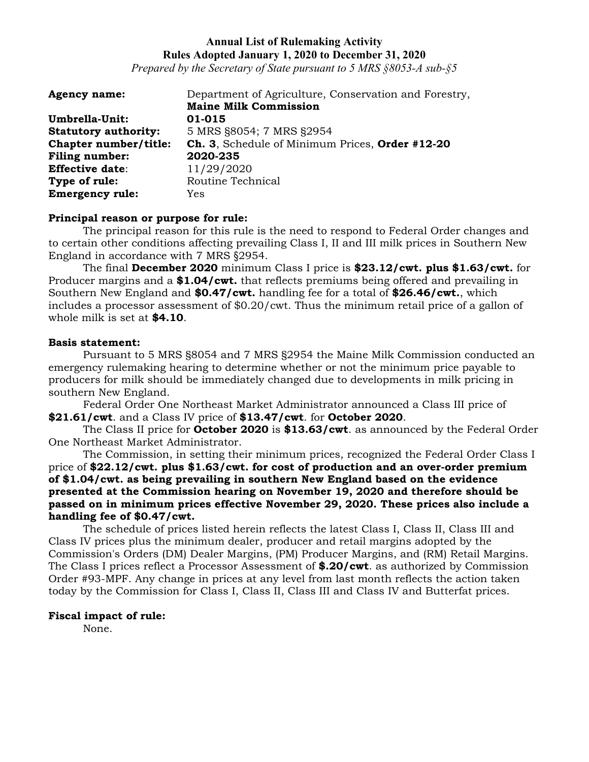**Annual List of Rulemaking Activity**
**Rules Adopted January 1, 2020 to December 31, 2020**
*Prepared by the Secretary of State pursuant to 5 MRS §8053-A sub-§5*

| | |
|---|---|
| **Agency name:** | Department of Agriculture, Conservation and Forestry, **Maine Milk Commission** |
| **Umbrella-Unit:** | **01-015** |
| **Statutory authority:** | 5 MRS §8054; 7 MRS §2954 |
| **Chapter number/title:** | **Ch. 3**, Schedule of Minimum Prices, **Order #12-20** |
| **Filing number:** | **2020-235** |
| **Effective date**: | 11/29/2020 |
| **Type of rule:** | Routine Technical |
| **Emergency rule:** | Yes |

**Principal reason or purpose for rule:**

The principal reason for this rule is the need to respond to Federal Order changes and to certain other conditions affecting prevailing Class I, II and III milk prices in Southern New England in accordance with 7 MRS §2954.

The final **December 2020** minimum Class I price is **$23.12/cwt. plus $1.63/cwt.** for Producer margins and a **$1.04/cwt.** that reflects premiums being offered and prevailing in Southern New England and **$0.47/cwt.** handling fee for a total of **$26.46/cwt.**, which includes a processor assessment of $0.20/cwt. Thus the minimum retail price of a gallon of whole milk is set at **$4.10**.

**Basis statement:**

Pursuant to 5 MRS §8054 and 7 MRS §2954 the Maine Milk Commission conducted an emergency rulemaking hearing to determine whether or not the minimum price payable to producers for milk should be immediately changed due to developments in milk pricing in southern New England.

Federal Order One Northeast Market Administrator announced a Class III price of **$21.61/cwt**. and a Class IV price of **$13.47/cwt**. for **October 2020**.

The Class II price for **October 2020** is **$13.63/cwt**. as announced by the Federal Order One Northeast Market Administrator.

The Commission, in setting their minimum prices, recognized the Federal Order Class I price of **$22.12/cwt. plus $1.63/cwt. for cost of production and an over-order premium of $1.04/cwt. as being prevailing in southern New England based on the evidence presented at the Commission hearing on November 19, 2020 and therefore should be passed on in minimum prices effective November 29, 2020. These prices also include a handling fee of $0.47/cwt.**

The schedule of prices listed herein reflects the latest Class I, Class II, Class III and Class IV prices plus the minimum dealer, producer and retail margins adopted by the Commission's Orders (DM) Dealer Margins, (PM) Producer Margins, and (RM) Retail Margins. The Class I prices reflect a Processor Assessment of **$.20/cwt**. as authorized by Commission Order #93-MPF. Any change in prices at any level from last month reflects the action taken today by the Commission for Class I, Class II, Class III and Class IV and Butterfat prices.

**Fiscal impact of rule:**

None.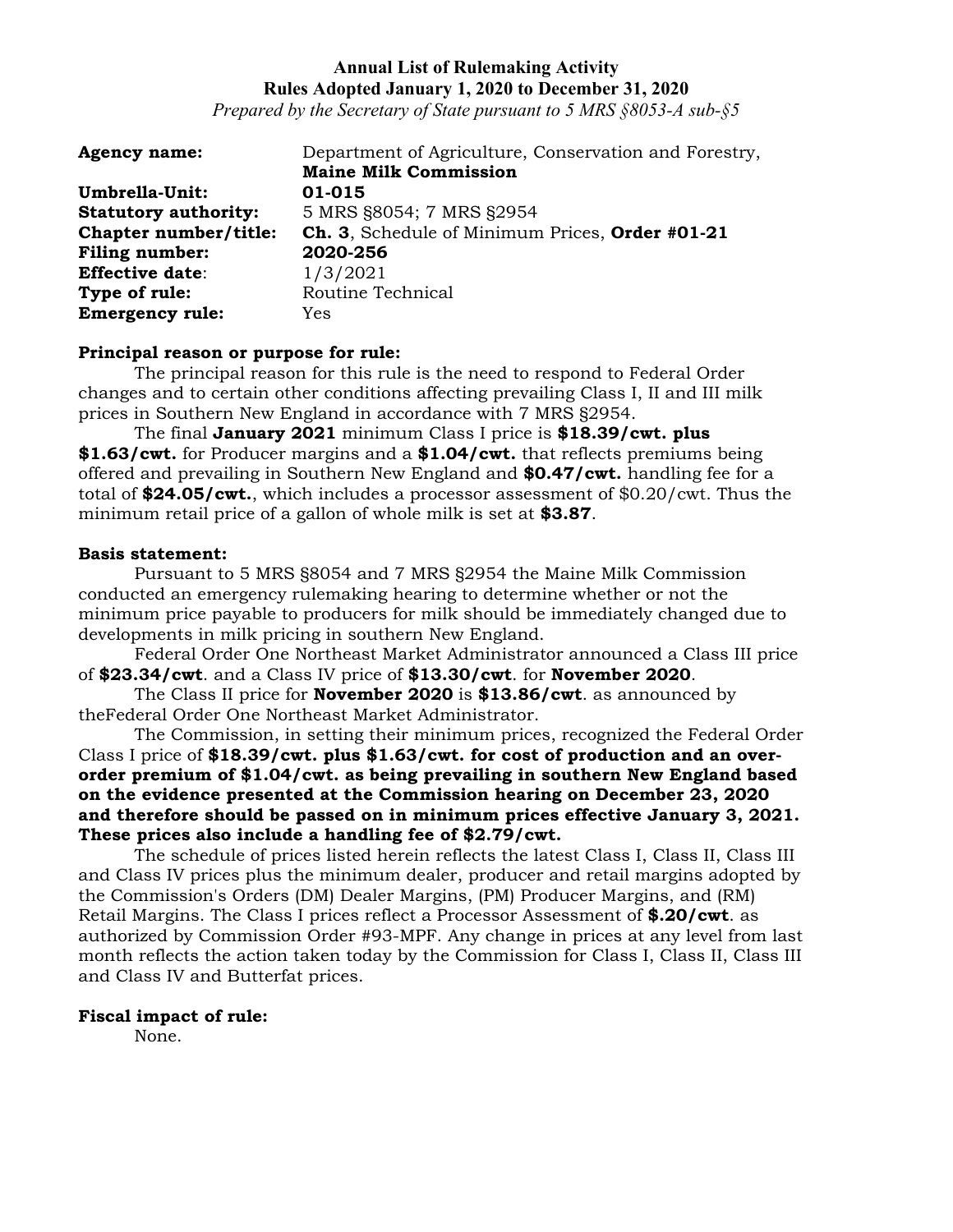**Annual List of Rulemaking Activity**
**Rules Adopted January 1, 2020 to December 31, 2020**
*Prepared by the Secretary of State pursuant to 5 MRS §8053-A sub-§5*

| | |
|---|---|
| **Agency name:** | Department of Agriculture, Conservation and Forestry, **Maine Milk Commission** |
| **Umbrella-Unit:** | **01-015** |
| **Statutory authority:** | 5 MRS §8054; 7 MRS §2954 |
| **Chapter number/title:** | **Ch. 3**, Schedule of Minimum Prices, **Order #01-21** |
| **Filing number:** | **2020-256** |
| **Effective date**: | 1/3/2021 |
| **Type of rule:** | Routine Technical |
| **Emergency rule:** | Yes |

**Principal reason or purpose for rule:**

The principal reason for this rule is the need to respond to Federal Order changes and to certain other conditions affecting prevailing Class I, II and III milk prices in Southern New England in accordance with 7 MRS §2954.

The final **January 2021** minimum Class I price is **$18.39/cwt. plus $1.63/cwt.** for Producer margins and a **$1.04/cwt.** that reflects premiums being offered and prevailing in Southern New England and **$0.47/cwt.** handling fee for a total of **$24.05/cwt.**, which includes a processor assessment of $0.20/cwt. Thus the minimum retail price of a gallon of whole milk is set at **$3.87**.

**Basis statement:**

Pursuant to 5 MRS §8054 and 7 MRS §2954 the Maine Milk Commission conducted an emergency rulemaking hearing to determine whether or not the minimum price payable to producers for milk should be immediately changed due to developments in milk pricing in southern New England.

Federal Order One Northeast Market Administrator announced a Class III price of **$23.34/cwt**. and a Class IV price of **$13.30/cwt**. for **November 2020**.

The Class II price for **November 2020** is **$13.86/cwt**. as announced by theFederal Order One Northeast Market Administrator.

The Commission, in setting their minimum prices, recognized the Federal Order Class I price of **$18.39/cwt. plus $1.63/cwt. for cost of production and an over-order premium of $1.04/cwt. as being prevailing in southern New England based on the evidence presented at the Commission hearing on December 23, 2020 and therefore should be passed on in minimum prices effective January 3, 2021. These prices also include a handling fee of $2.79/cwt.**

The schedule of prices listed herein reflects the latest Class I, Class II, Class III and Class IV prices plus the minimum dealer, producer and retail margins adopted by the Commission's Orders (DM) Dealer Margins, (PM) Producer Margins, and (RM) Retail Margins. The Class I prices reflect a Processor Assessment of **$.20/cwt**. as authorized by Commission Order #93-MPF. Any change in prices at any level from last month reflects the action taken today by the Commission for Class I, Class II, Class III and Class IV and Butterfat prices.

**Fiscal impact of rule:**

None.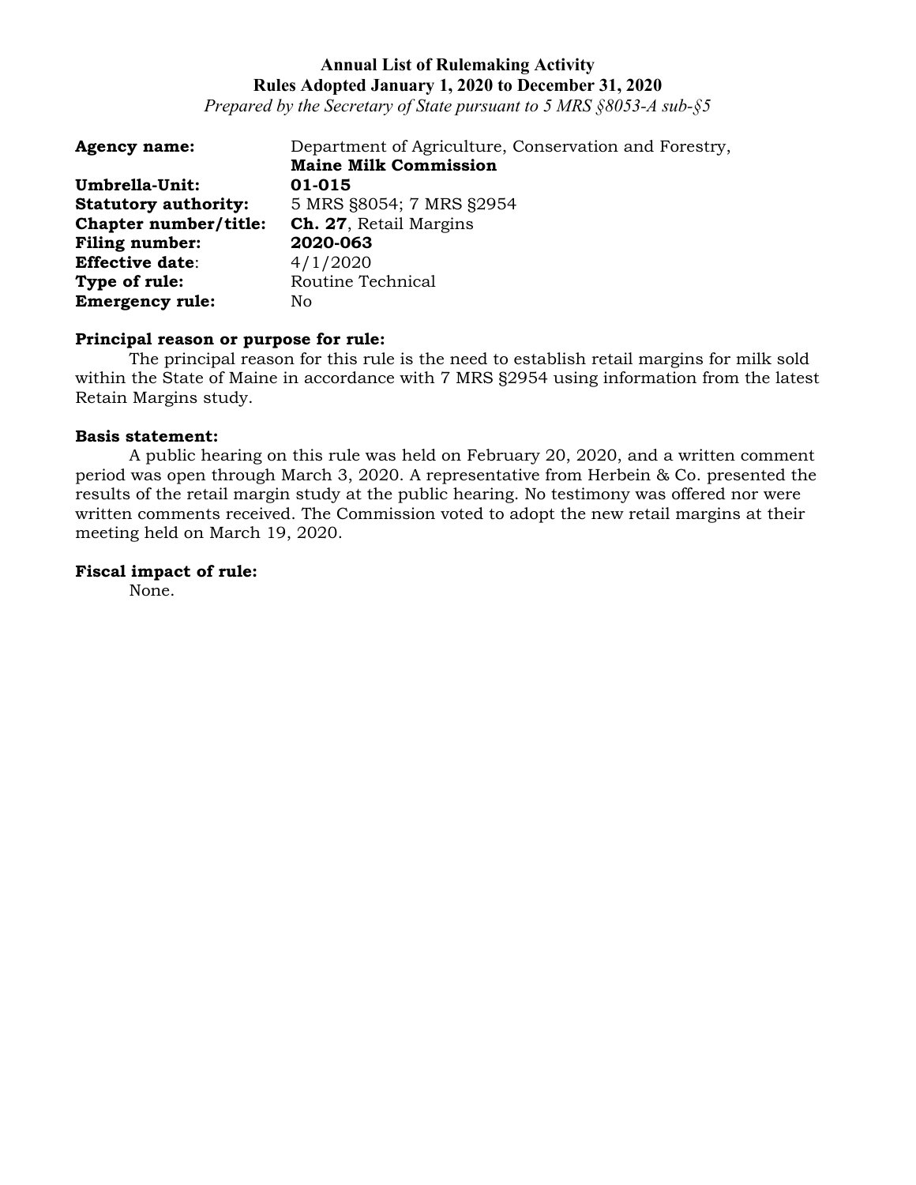**Annual List of Rulemaking Activity**
**Rules Adopted January 1, 2020 to December 31, 2020**
*Prepared by the Secretary of State pursuant to 5 MRS §8053-A sub-§5*

| | |
|---|---|
| **Agency name:** | Department of Agriculture, Conservation and Forestry, **Maine Milk Commission** |
| **Umbrella-Unit:** | **01-015** |
| **Statutory authority:** | 5 MRS §8054; 7 MRS §2954 |
| **Chapter number/title:** | **Ch. 27**, Retail Margins |
| **Filing number:** | **2020-063** |
| **Effective date**: | 4/1/2020 |
| **Type of rule:** | Routine Technical |
| **Emergency rule:** | No |

**Principal reason or purpose for rule:**

The principal reason for this rule is the need to establish retail margins for milk sold within the State of Maine in accordance with 7 MRS §2954 using information from the latest Retain Margins study.

**Basis statement:**

A public hearing on this rule was held on February 20, 2020, and a written comment period was open through March 3, 2020. A representative from Herbein & Co. presented the results of the retail margin study at the public hearing. No testimony was offered nor were written comments received. The Commission voted to adopt the new retail margins at their meeting held on March 19, 2020.

**Fiscal impact of rule:**

None.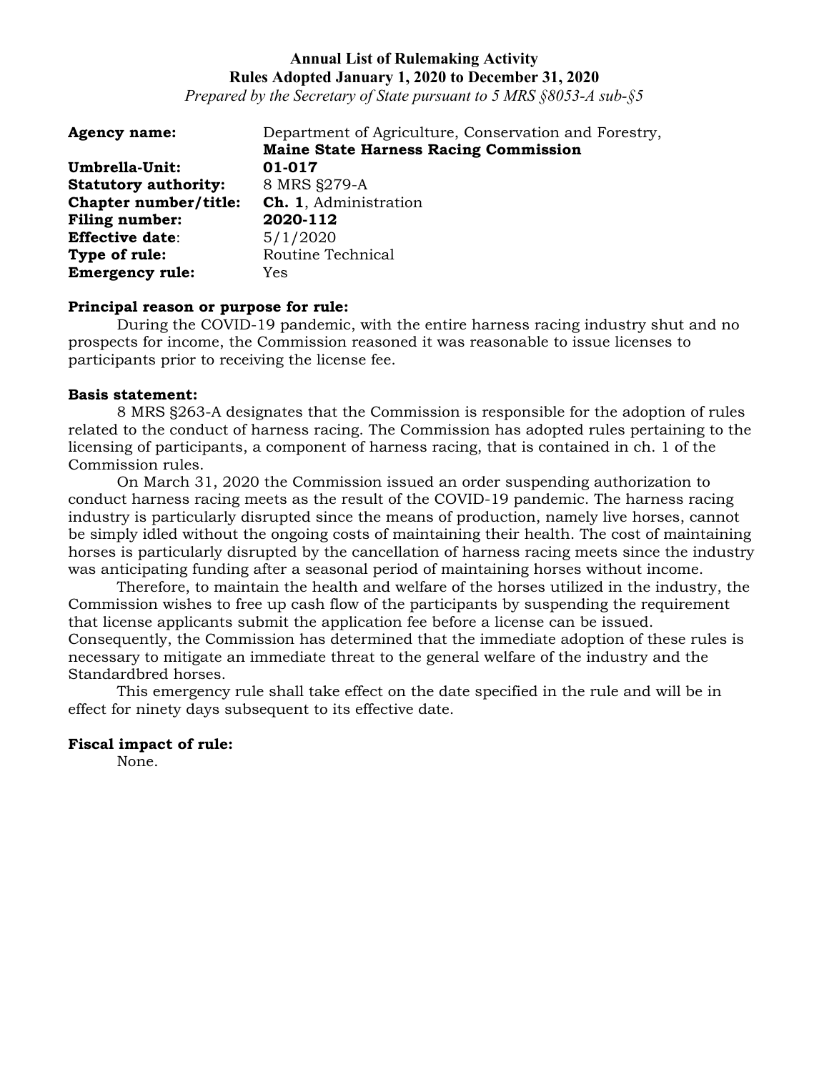**Annual List of Rulemaking Activity**
**Rules Adopted January 1, 2020 to December 31, 2020**
*Prepared by the Secretary of State pursuant to 5 MRS §8053-A sub-§5*

**Agency name:** Department of Agriculture, Conservation and Forestry, **Maine State Harness Racing Commission**
**Umbrella-Unit:** **01-017**
**Statutory authority:** 8 MRS §279-A
**Chapter number/title:** **Ch. 1**, Administration
**Filing number:** **2020-112**
**Effective date**: 5/1/2020
**Type of rule:** Routine Technical
**Emergency rule:** Yes

**Principal reason or purpose for rule:**

During the COVID-19 pandemic, with the entire harness racing industry shut and no prospects for income, the Commission reasoned it was reasonable to issue licenses to participants prior to receiving the license fee.

**Basis statement:**

8 MRS §263-A designates that the Commission is responsible for the adoption of rules related to the conduct of harness racing. The Commission has adopted rules pertaining to the licensing of participants, a component of harness racing, that is contained in ch. 1 of the Commission rules.

On March 31, 2020 the Commission issued an order suspending authorization to conduct harness racing meets as the result of the COVID-19 pandemic. The harness racing industry is particularly disrupted since the means of production, namely live horses, cannot be simply idled without the ongoing costs of maintaining their health. The cost of maintaining horses is particularly disrupted by the cancellation of harness racing meets since the industry was anticipating funding after a seasonal period of maintaining horses without income.

Therefore, to maintain the health and welfare of the horses utilized in the industry, the Commission wishes to free up cash flow of the participants by suspending the requirement that license applicants submit the application fee before a license can be issued. Consequently, the Commission has determined that the immediate adoption of these rules is necessary to mitigate an immediate threat to the general welfare of the industry and the Standardbred horses.

This emergency rule shall take effect on the date specified in the rule and will be in effect for ninety days subsequent to its effective date.

**Fiscal impact of rule:**

None.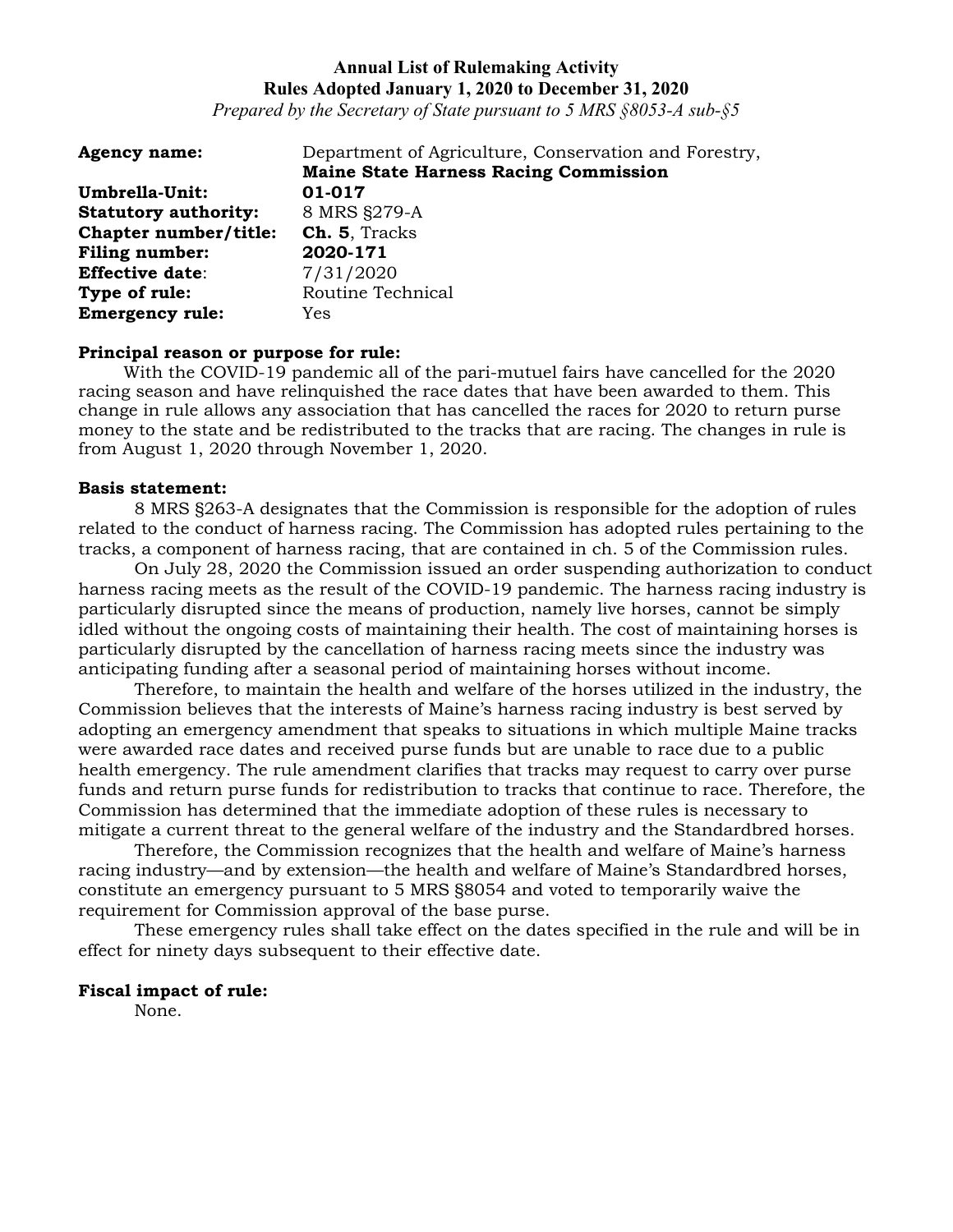**Annual List of Rulemaking Activity**
**Rules Adopted January 1, 2020 to December 31, 2020**
*Prepared by the Secretary of State pursuant to 5 MRS §8053-A sub-§5*

**Agency name:** Department of Agriculture, Conservation and Forestry, **Maine State Harness Racing Commission**
**Umbrella-Unit:** **01-017**
**Statutory authority:** 8 MRS §279-A
**Chapter number/title:** **Ch. 5**, Tracks
**Filing number:** **2020-171**
**Effective date**: 7/31/2020
**Type of rule:** Routine Technical
**Emergency rule:** Yes

**Principal reason or purpose for rule:**

With the COVID-19 pandemic all of the pari-mutuel fairs have cancelled for the 2020 racing season and have relinquished the race dates that have been awarded to them. This change in rule allows any association that has cancelled the races for 2020 to return purse money to the state and be redistributed to the tracks that are racing. The changes in rule is from August 1, 2020 through November 1, 2020.

**Basis statement:**

8 MRS §263-A designates that the Commission is responsible for the adoption of rules related to the conduct of harness racing. The Commission has adopted rules pertaining to the tracks, a component of harness racing, that are contained in ch. 5 of the Commission rules.

On July 28, 2020 the Commission issued an order suspending authorization to conduct harness racing meets as the result of the COVID-19 pandemic. The harness racing industry is particularly disrupted since the means of production, namely live horses, cannot be simply idled without the ongoing costs of maintaining their health. The cost of maintaining horses is particularly disrupted by the cancellation of harness racing meets since the industry was anticipating funding after a seasonal period of maintaining horses without income.

Therefore, to maintain the health and welfare of the horses utilized in the industry, the Commission believes that the interests of Maine's harness racing industry is best served by adopting an emergency amendment that speaks to situations in which multiple Maine tracks were awarded race dates and received purse funds but are unable to race due to a public health emergency. The rule amendment clarifies that tracks may request to carry over purse funds and return purse funds for redistribution to tracks that continue to race. Therefore, the Commission has determined that the immediate adoption of these rules is necessary to mitigate a current threat to the general welfare of the industry and the Standardbred horses.

Therefore, the Commission recognizes that the health and welfare of Maine's harness racing industry—and by extension—the health and welfare of Maine's Standardbred horses, constitute an emergency pursuant to 5 MRS §8054 and voted to temporarily waive the requirement for Commission approval of the base purse.

These emergency rules shall take effect on the dates specified in the rule and will be in effect for ninety days subsequent to their effective date.

**Fiscal impact of rule:**

None.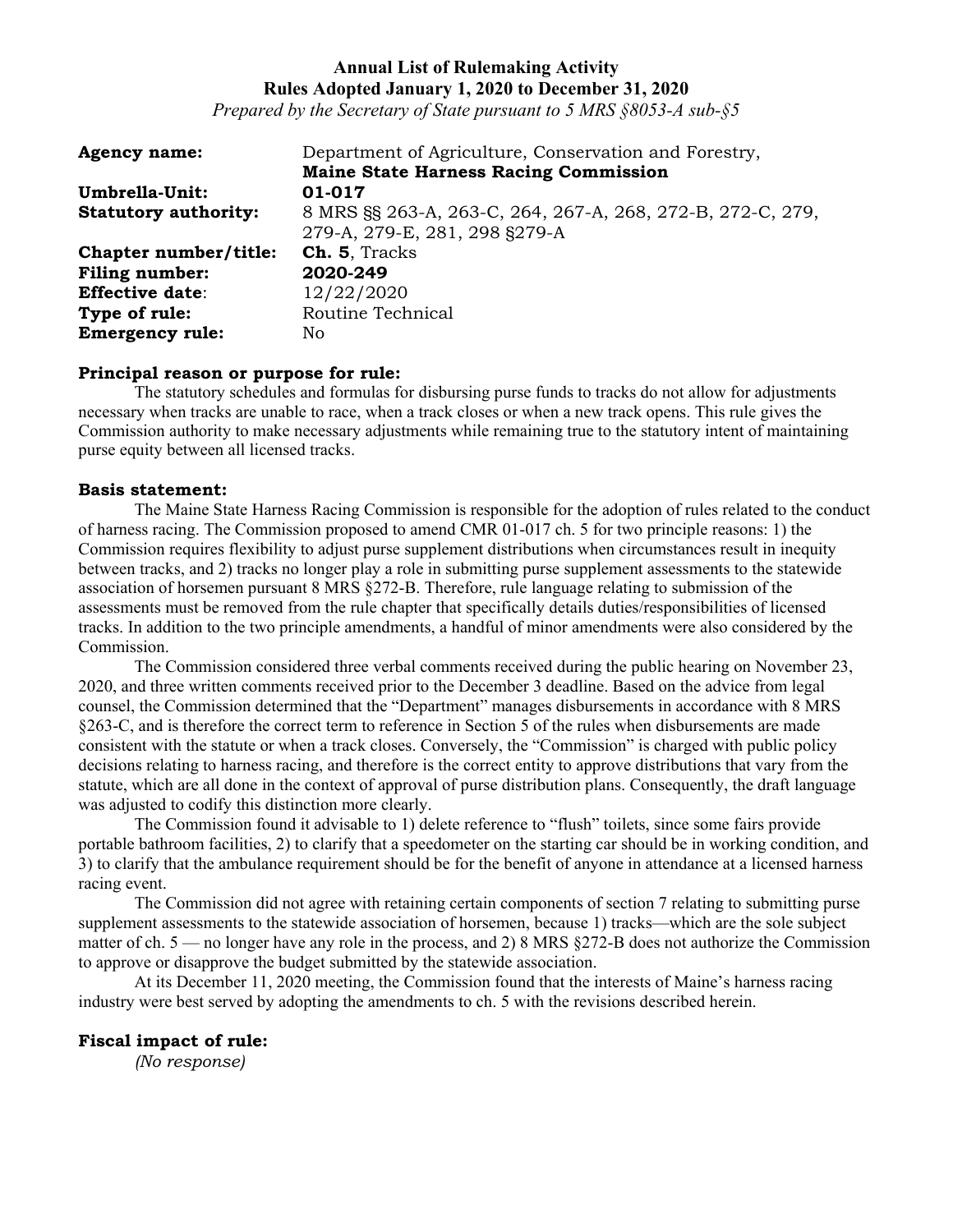**Annual List of Rulemaking Activity**
**Rules Adopted January 1, 2020 to December 31, 2020**
*Prepared by the Secretary of State pursuant to 5 MRS §8053-A sub-§5*

| | |
|---|---|
| **Agency name:** | Department of Agriculture, Conservation and Forestry, **Maine State Harness Racing Commission** |
| **Umbrella-Unit:** | **01-017** |
| **Statutory authority:** | 8 MRS §§ 263-A, 263-C, 264, 267-A, 268, 272-B, 272-C, 279, 279-A, 279-E, 281, 298 §279-A |
| **Chapter number/title:** | **Ch. 5**, Tracks |
| **Filing number:** | **2020-249** |
| **Effective date**: | 12/22/2020 |
| **Type of rule:** | Routine Technical |
| **Emergency rule:** | No |

**Principal reason or purpose for rule:**

The statutory schedules and formulas for disbursing purse funds to tracks do not allow for adjustments necessary when tracks are unable to race, when a track closes or when a new track opens. This rule gives the Commission authority to make necessary adjustments while remaining true to the statutory intent of maintaining purse equity between all licensed tracks.

**Basis statement:**

The Maine State Harness Racing Commission is responsible for the adoption of rules related to the conduct of harness racing. The Commission proposed to amend CMR 01-017 ch. 5 for two principle reasons: 1) the Commission requires flexibility to adjust purse supplement distributions when circumstances result in inequity between tracks, and 2) tracks no longer play a role in submitting purse supplement assessments to the statewide association of horsemen pursuant 8 MRS §272-B. Therefore, rule language relating to submission of the assessments must be removed from the rule chapter that specifically details duties/responsibilities of licensed tracks. In addition to the two principle amendments, a handful of minor amendments were also considered by the Commission.

The Commission considered three verbal comments received during the public hearing on November 23, 2020, and three written comments received prior to the December 3 deadline. Based on the advice from legal counsel, the Commission determined that the "Department" manages disbursements in accordance with 8 MRS §263-C, and is therefore the correct term to reference in Section 5 of the rules when disbursements are made consistent with the statute or when a track closes. Conversely, the "Commission" is charged with public policy decisions relating to harness racing, and therefore is the correct entity to approve distributions that vary from the statute, which are all done in the context of approval of purse distribution plans. Consequently, the draft language was adjusted to codify this distinction more clearly.

The Commission found it advisable to 1) delete reference to "flush" toilets, since some fairs provide portable bathroom facilities, 2) to clarify that a speedometer on the starting car should be in working condition, and 3) to clarify that the ambulance requirement should be for the benefit of anyone in attendance at a licensed harness racing event.

The Commission did not agree with retaining certain components of section 7 relating to submitting purse supplement assessments to the statewide association of horsemen, because 1) tracks—which are the sole subject matter of ch. 5 — no longer have any role in the process, and 2) 8 MRS §272-B does not authorize the Commission to approve or disapprove the budget submitted by the statewide association.

At its December 11, 2020 meeting, the Commission found that the interests of Maine's harness racing industry were best served by adopting the amendments to ch. 5 with the revisions described herein.

**Fiscal impact of rule:**

*(No response)*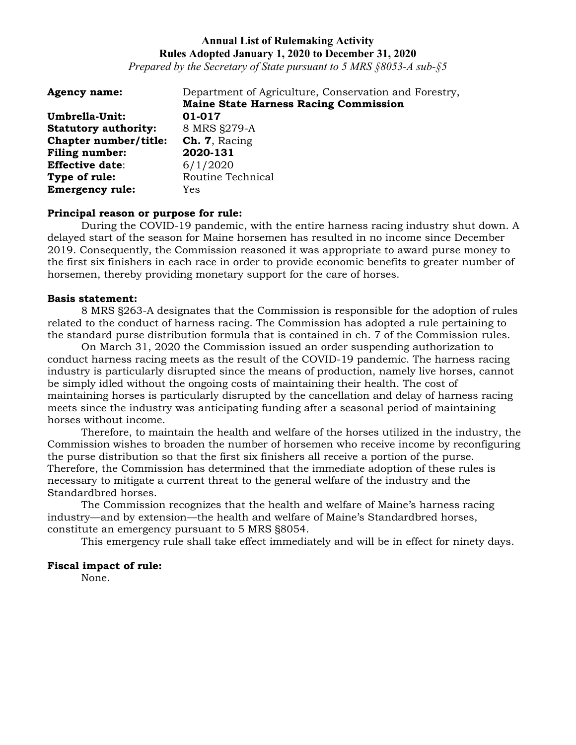**Annual List of Rulemaking Activity**
**Rules Adopted January 1, 2020 to December 31, 2020**
*Prepared by the Secretary of State pursuant to 5 MRS §8053-A sub-§5*

| | |
|---|---|
| **Agency name:** | Department of Agriculture, Conservation and Forestry, **Maine State Harness Racing Commission** |
| **Umbrella-Unit:** | **01-017** |
| **Statutory authority:** | 8 MRS §279-A |
| **Chapter number/title:** | **Ch. 7**, Racing |
| **Filing number:** | **2020-131** |
| **Effective date**: | 6/1/2020 |
| **Type of rule:** | Routine Technical |
| **Emergency rule:** | Yes |

**Principal reason or purpose for rule:**

During the COVID-19 pandemic, with the entire harness racing industry shut down. A delayed start of the season for Maine horsemen has resulted in no income since December 2019. Consequently, the Commission reasoned it was appropriate to award purse money to the first six finishers in each race in order to provide economic benefits to greater number of horsemen, thereby providing monetary support for the care of horses.

**Basis statement:**

8 MRS §263-A designates that the Commission is responsible for the adoption of rules related to the conduct of harness racing. The Commission has adopted a rule pertaining to the standard purse distribution formula that is contained in ch. 7 of the Commission rules.

On March 31, 2020 the Commission issued an order suspending authorization to conduct harness racing meets as the result of the COVID-19 pandemic. The harness racing industry is particularly disrupted since the means of production, namely live horses, cannot be simply idled without the ongoing costs of maintaining their health. The cost of maintaining horses is particularly disrupted by the cancellation and delay of harness racing meets since the industry was anticipating funding after a seasonal period of maintaining horses without income.

Therefore, to maintain the health and welfare of the horses utilized in the industry, the Commission wishes to broaden the number of horsemen who receive income by reconfiguring the purse distribution so that the first six finishers all receive a portion of the purse. Therefore, the Commission has determined that the immediate adoption of these rules is necessary to mitigate a current threat to the general welfare of the industry and the Standardbred horses.

The Commission recognizes that the health and welfare of Maine's harness racing industry—and by extension—the health and welfare of Maine's Standardbred horses, constitute an emergency pursuant to 5 MRS §8054.

This emergency rule shall take effect immediately and will be in effect for ninety days.

**Fiscal impact of rule:**

None.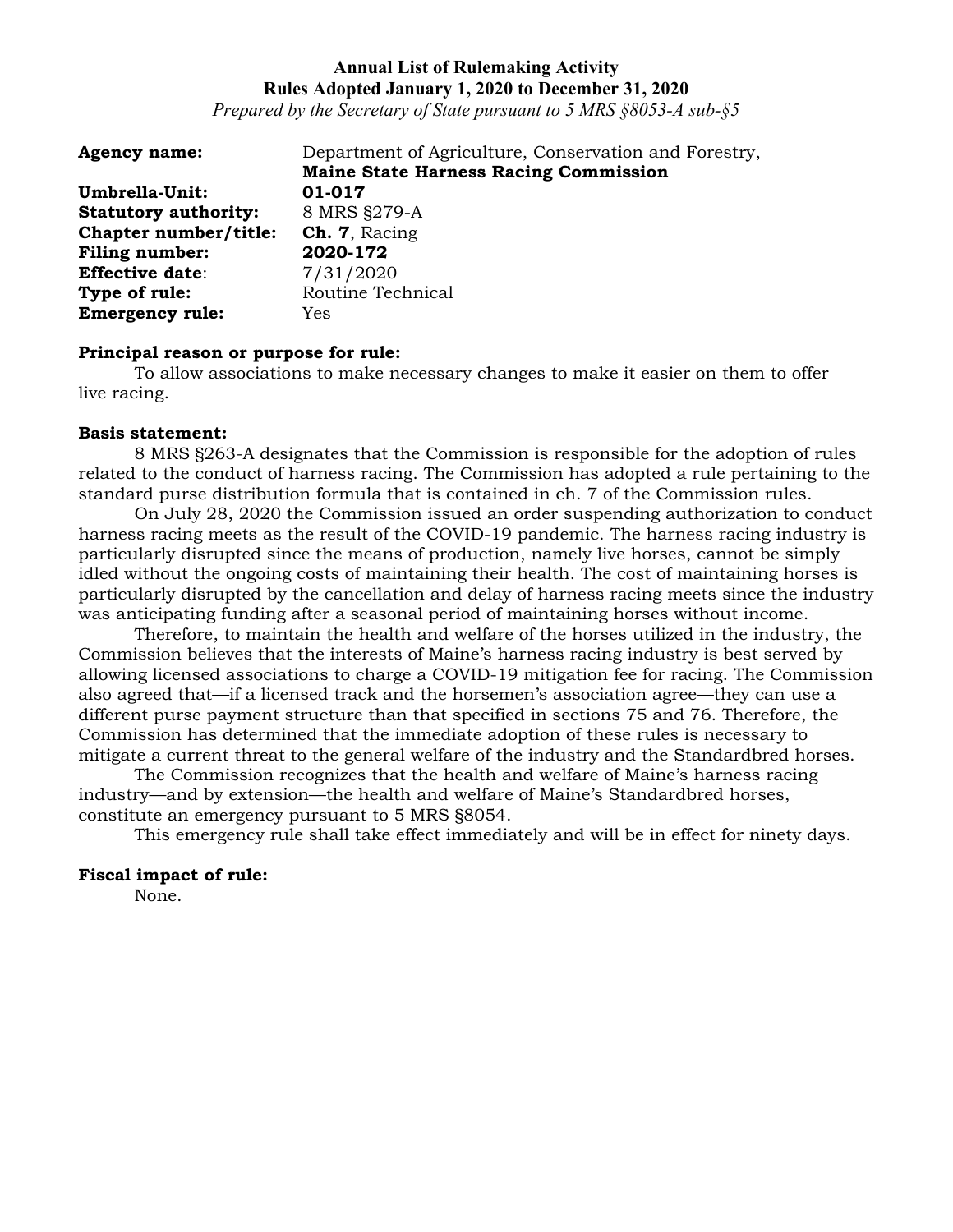**Annual List of Rulemaking Activity**
**Rules Adopted January 1, 2020 to December 31, 2020**
*Prepared by the Secretary of State pursuant to 5 MRS §8053-A sub-§5*

**Agency name:** Department of Agriculture, Conservation and Forestry, **Maine State Harness Racing Commission**
**Umbrella-Unit:** **01-017**
**Statutory authority:** 8 MRS §279-A
**Chapter number/title:** **Ch. 7**, Racing
**Filing number:** **2020-172**
**Effective date**: 7/31/2020
**Type of rule:** Routine Technical
**Emergency rule:** Yes

**Principal reason or purpose for rule:**

To allow associations to make necessary changes to make it easier on them to offer live racing.

**Basis statement:**

8 MRS §263-A designates that the Commission is responsible for the adoption of rules related to the conduct of harness racing. The Commission has adopted a rule pertaining to the standard purse distribution formula that is contained in ch. 7 of the Commission rules.

On July 28, 2020 the Commission issued an order suspending authorization to conduct harness racing meets as the result of the COVID-19 pandemic. The harness racing industry is particularly disrupted since the means of production, namely live horses, cannot be simply idled without the ongoing costs of maintaining their health. The cost of maintaining horses is particularly disrupted by the cancellation and delay of harness racing meets since the industry was anticipating funding after a seasonal period of maintaining horses without income.

Therefore, to maintain the health and welfare of the horses utilized in the industry, the Commission believes that the interests of Maine's harness racing industry is best served by allowing licensed associations to charge a COVID-19 mitigation fee for racing. The Commission also agreed that—if a licensed track and the horsemen's association agree—they can use a different purse payment structure than that specified in sections 75 and 76. Therefore, the Commission has determined that the immediate adoption of these rules is necessary to mitigate a current threat to the general welfare of the industry and the Standardbred horses.

The Commission recognizes that the health and welfare of Maine's harness racing industry—and by extension—the health and welfare of Maine's Standardbred horses, constitute an emergency pursuant to 5 MRS §8054.

This emergency rule shall take effect immediately and will be in effect for ninety days.

**Fiscal impact of rule:**

None.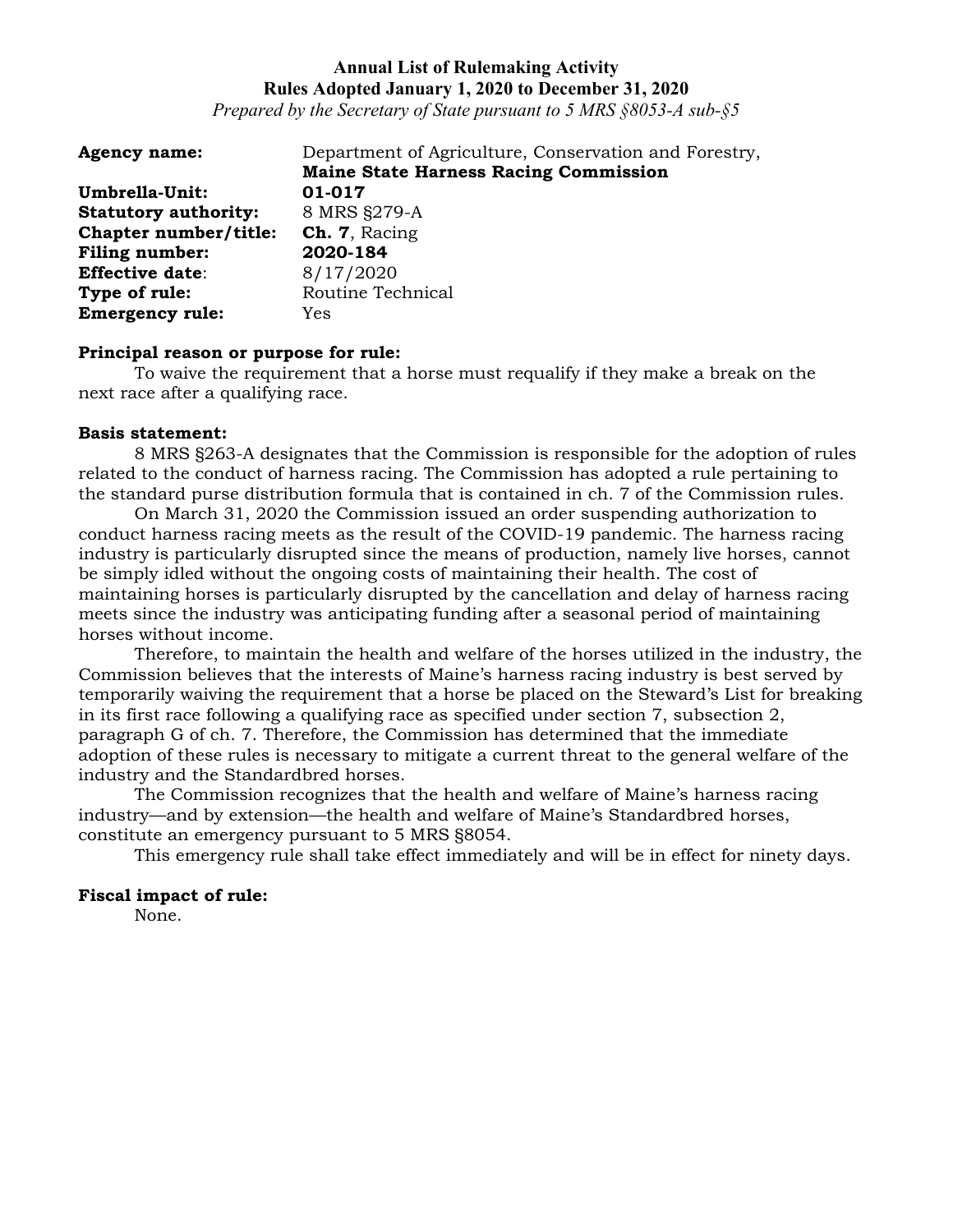**Annual List of Rulemaking Activity**
**Rules Adopted January 1, 2020 to December 31, 2020**
*Prepared by the Secretary of State pursuant to 5 MRS §8053-A sub-§5*

| | |
|---|---|
| **Agency name:** | Department of Agriculture, Conservation and Forestry, **Maine State Harness Racing Commission** |
| **Umbrella-Unit:** | **01-017** |
| **Statutory authority:** | 8 MRS §279-A |
| **Chapter number/title:** | **Ch. 7**, Racing |
| **Filing number:** | **2020-184** |
| **Effective date**: | 8/17/2020 |
| **Type of rule:** | Routine Technical |
| **Emergency rule:** | Yes |

**Principal reason or purpose for rule:**

To waive the requirement that a horse must requalify if they make a break on the next race after a qualifying race.

**Basis statement:**

8 MRS §263-A designates that the Commission is responsible for the adoption of rules related to the conduct of harness racing. The Commission has adopted a rule pertaining to the standard purse distribution formula that is contained in ch. 7 of the Commission rules.

On March 31, 2020 the Commission issued an order suspending authorization to conduct harness racing meets as the result of the COVID-19 pandemic. The harness racing industry is particularly disrupted since the means of production, namely live horses, cannot be simply idled without the ongoing costs of maintaining their health. The cost of maintaining horses is particularly disrupted by the cancellation and delay of harness racing meets since the industry was anticipating funding after a seasonal period of maintaining horses without income.

Therefore, to maintain the health and welfare of the horses utilized in the industry, the Commission believes that the interests of Maine's harness racing industry is best served by temporarily waiving the requirement that a horse be placed on the Steward's List for breaking in its first race following a qualifying race as specified under section 7, subsection 2, paragraph G of ch. 7. Therefore, the Commission has determined that the immediate adoption of these rules is necessary to mitigate a current threat to the general welfare of the industry and the Standardbred horses.

The Commission recognizes that the health and welfare of Maine's harness racing industry—and by extension—the health and welfare of Maine's Standardbred horses, constitute an emergency pursuant to 5 MRS §8054.

This emergency rule shall take effect immediately and will be in effect for ninety days.

**Fiscal impact of rule:**

None.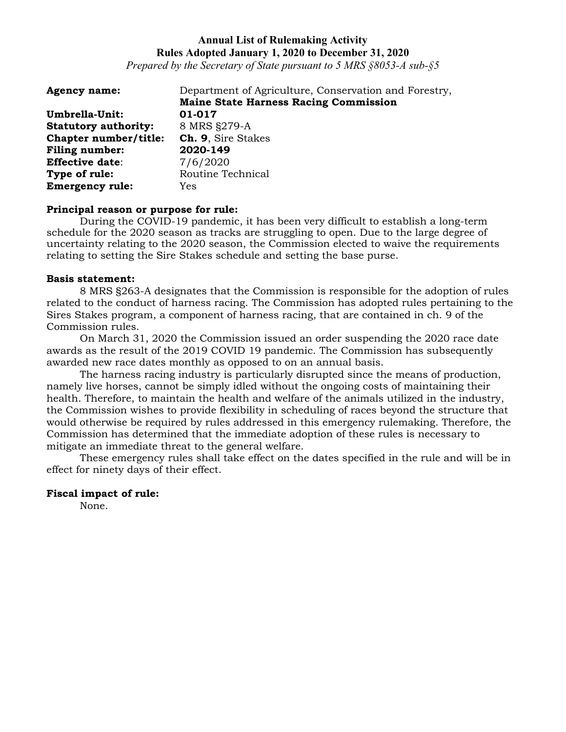**Annual List of Rulemaking Activity**
**Rules Adopted January 1, 2020 to December 31, 2020**
*Prepared by the Secretary of State pursuant to 5 MRS §8053-A sub-§5*

**Agency name:** Department of Agriculture, Conservation and Forestry, **Maine State Harness Racing Commission**
**Umbrella-Unit:** **01-017**
**Statutory authority:** 8 MRS §279-A
**Chapter number/title:** **Ch. 9**, Sire Stakes
**Filing number:** **2020-149**
**Effective date**: 7/6/2020
**Type of rule:** Routine Technical
**Emergency rule:** Yes

**Principal reason or purpose for rule:**

During the COVID-19 pandemic, it has been very difficult to establish a long-term schedule for the 2020 season as tracks are struggling to open. Due to the large degree of uncertainty relating to the 2020 season, the Commission elected to waive the requirements relating to setting the Sire Stakes schedule and setting the base purse.

**Basis statement:**

8 MRS §263-A designates that the Commission is responsible for the adoption of rules related to the conduct of harness racing. The Commission has adopted rules pertaining to the Sires Stakes program, a component of harness racing, that are contained in ch. 9 of the Commission rules.

On March 31, 2020 the Commission issued an order suspending the 2020 race date awards as the result of the 2019 COVID 19 pandemic. The Commission has subsequently awarded new race dates monthly as opposed to on an annual basis.

The harness racing industry is particularly disrupted since the means of production, namely live horses, cannot be simply idled without the ongoing costs of maintaining their health. Therefore, to maintain the health and welfare of the animals utilized in the industry, the Commission wishes to provide flexibility in scheduling of races beyond the structure that would otherwise be required by rules addressed in this emergency rulemaking. Therefore, the Commission has determined that the immediate adoption of these rules is necessary to mitigate an immediate threat to the general welfare.

These emergency rules shall take effect on the dates specified in the rule and will be in effect for ninety days of their effect.

**Fiscal impact of rule:**

None.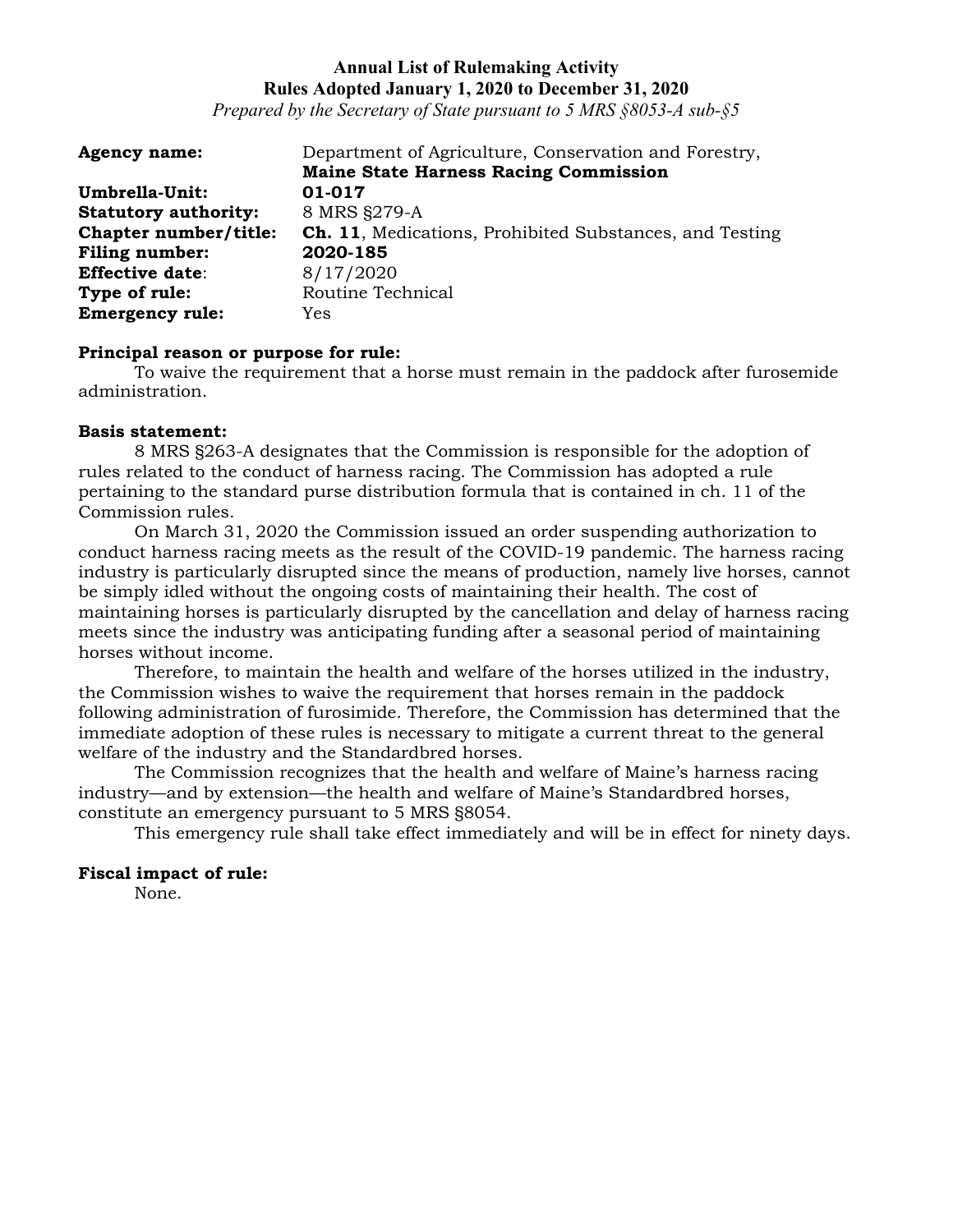**Annual List of Rulemaking Activity**
**Rules Adopted January 1, 2020 to December 31, 2020**
*Prepared by the Secretary of State pursuant to 5 MRS §8053-A sub-§5*

| | |
|---|---|
| **Agency name:** | Department of Agriculture, Conservation and Forestry, **Maine State Harness Racing Commission** |
| **Umbrella-Unit:** | **01-017** |
| **Statutory authority:** | 8 MRS §279-A |
| **Chapter number/title:** | **Ch. 11**, Medications, Prohibited Substances, and Testing |
| **Filing number:** | **2020-185** |
| **Effective date**: | 8/17/2020 |
| **Type of rule:** | Routine Technical |
| **Emergency rule:** | Yes |

**Principal reason or purpose for rule:**

To waive the requirement that a horse must remain in the paddock after furosemide administration.

**Basis statement:**

8 MRS §263-A designates that the Commission is responsible for the adoption of rules related to the conduct of harness racing. The Commission has adopted a rule pertaining to the standard purse distribution formula that is contained in ch. 11 of the Commission rules.

On March 31, 2020 the Commission issued an order suspending authorization to conduct harness racing meets as the result of the COVID-19 pandemic. The harness racing industry is particularly disrupted since the means of production, namely live horses, cannot be simply idled without the ongoing costs of maintaining their health. The cost of maintaining horses is particularly disrupted by the cancellation and delay of harness racing meets since the industry was anticipating funding after a seasonal period of maintaining horses without income.

Therefore, to maintain the health and welfare of the horses utilized in the industry, the Commission wishes to waive the requirement that horses remain in the paddock following administration of furosimide. Therefore, the Commission has determined that the immediate adoption of these rules is necessary to mitigate a current threat to the general welfare of the industry and the Standardbred horses.

The Commission recognizes that the health and welfare of Maine's harness racing industry—and by extension—the health and welfare of Maine's Standardbred horses, constitute an emergency pursuant to 5 MRS §8054.

This emergency rule shall take effect immediately and will be in effect for ninety days.

**Fiscal impact of rule:**

None.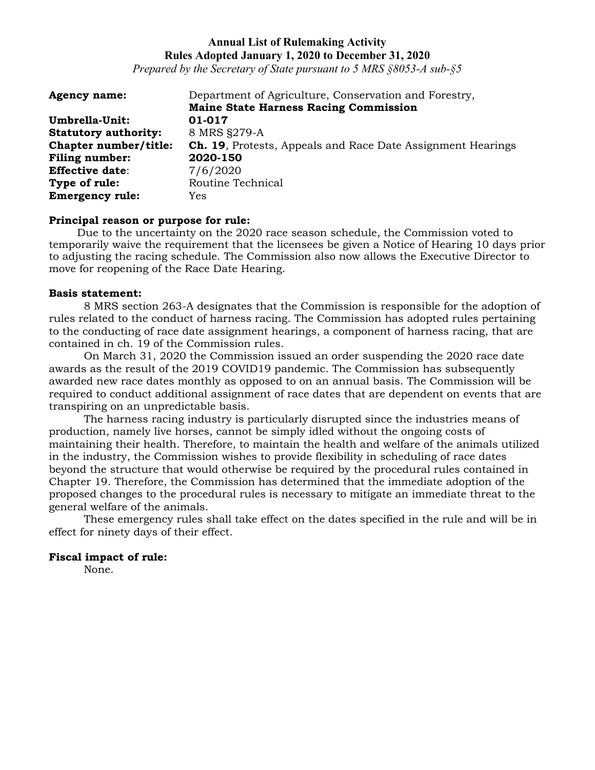**Annual List of Rulemaking Activity**
**Rules Adopted January 1, 2020 to December 31, 2020**
*Prepared by the Secretary of State pursuant to 5 MRS §8053-A sub-§5*

| | |
|---|---|
| **Agency name:** | Department of Agriculture, Conservation and Forestry, **Maine State Harness Racing Commission** |
| **Umbrella-Unit:** | **01-017** |
| **Statutory authority:** | 8 MRS §279-A |
| **Chapter number/title:** | **Ch. 19**, Protests, Appeals and Race Date Assignment Hearings |
| **Filing number:** | **2020-150** |
| **Effective date**: | 7/6/2020 |
| **Type of rule:** | Routine Technical |
| **Emergency rule:** | Yes |

**Principal reason or purpose for rule:**

Due to the uncertainty on the 2020 race season schedule, the Commission voted to temporarily waive the requirement that the licensees be given a Notice of Hearing 10 days prior to adjusting the racing schedule. The Commission also now allows the Executive Director to move for reopening of the Race Date Hearing.

**Basis statement:**

8 MRS section 263-A designates that the Commission is responsible for the adoption of rules related to the conduct of harness racing. The Commission has adopted rules pertaining to the conducting of race date assignment hearings, a component of harness racing, that are contained in ch. 19 of the Commission rules.

On March 31, 2020 the Commission issued an order suspending the 2020 race date awards as the result of the 2019 COVID19 pandemic. The Commission has subsequently awarded new race dates monthly as opposed to on an annual basis. The Commission will be required to conduct additional assignment of race dates that are dependent on events that are transpiring on an unpredictable basis.

The harness racing industry is particularly disrupted since the industries means of production, namely live horses, cannot be simply idled without the ongoing costs of maintaining their health. Therefore, to maintain the health and welfare of the animals utilized in the industry, the Commission wishes to provide flexibility in scheduling of race dates beyond the structure that would otherwise be required by the procedural rules contained in Chapter 19. Therefore, the Commission has determined that the immediate adoption of the proposed changes to the procedural rules is necessary to mitigate an immediate threat to the general welfare of the animals.

These emergency rules shall take effect on the dates specified in the rule and will be in effect for ninety days of their effect.

**Fiscal impact of rule:**

None.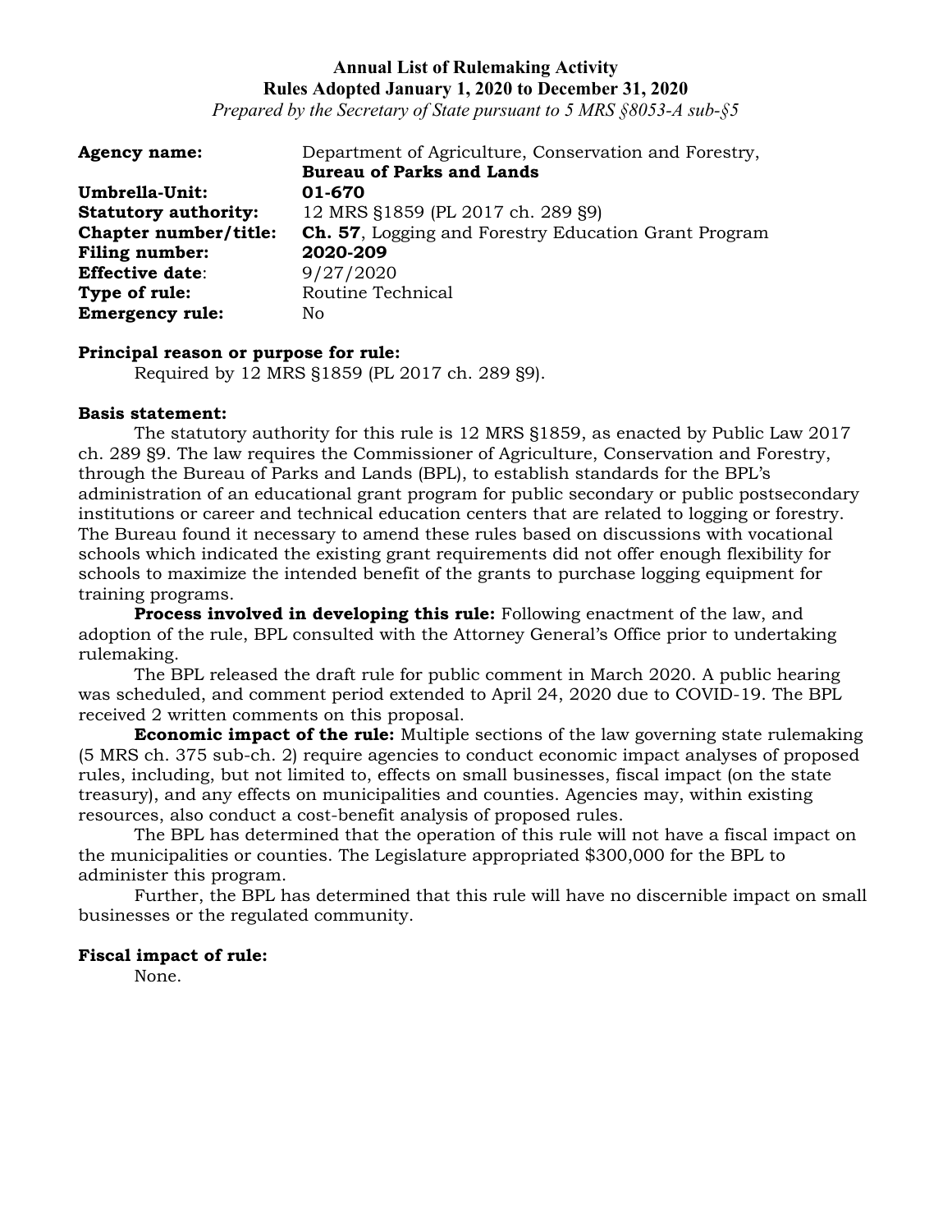**Annual List of Rulemaking Activity**
**Rules Adopted January 1, 2020 to December 31, 2020**
*Prepared by the Secretary of State pursuant to 5 MRS §8053-A sub-§5*

**Agency name:** Department of Agriculture, Conservation and Forestry, **Bureau of Parks and Lands**
**Umbrella-Unit:** **01-670**
**Statutory authority:** 12 MRS §1859 (PL 2017 ch. 289 §9)
**Chapter number/title:** **Ch. 57**, Logging and Forestry Education Grant Program
**Filing number:** **2020-209**
**Effective date**: 9/27/2020
**Type of rule:** Routine Technical
**Emergency rule:** No

**Principal reason or purpose for rule:**
Required by 12 MRS §1859 (PL 2017 ch. 289 §9).

**Basis statement:**
The statutory authority for this rule is 12 MRS §1859, as enacted by Public Law 2017 ch. 289 §9. The law requires the Commissioner of Agriculture, Conservation and Forestry, through the Bureau of Parks and Lands (BPL), to establish standards for the BPL's administration of an educational grant program for public secondary or public postsecondary institutions or career and technical education centers that are related to logging or forestry. The Bureau found it necessary to amend these rules based on discussions with vocational schools which indicated the existing grant requirements did not offer enough flexibility for schools to maximize the intended benefit of the grants to purchase logging equipment for training programs.

**Process involved in developing this rule:** Following enactment of the law, and adoption of the rule, BPL consulted with the Attorney General's Office prior to undertaking rulemaking.

The BPL released the draft rule for public comment in March 2020. A public hearing was scheduled, and comment period extended to April 24, 2020 due to COVID-19. The BPL received 2 written comments on this proposal.

**Economic impact of the rule:** Multiple sections of the law governing state rulemaking (5 MRS ch. 375 sub-ch. 2) require agencies to conduct economic impact analyses of proposed rules, including, but not limited to, effects on small businesses, fiscal impact (on the state treasury), and any effects on municipalities and counties. Agencies may, within existing resources, also conduct a cost-benefit analysis of proposed rules.

The BPL has determined that the operation of this rule will not have a fiscal impact on the municipalities or counties. The Legislature appropriated $300,000 for the BPL to administer this program.

Further, the BPL has determined that this rule will have no discernible impact on small businesses or the regulated community.

**Fiscal impact of rule:**
None.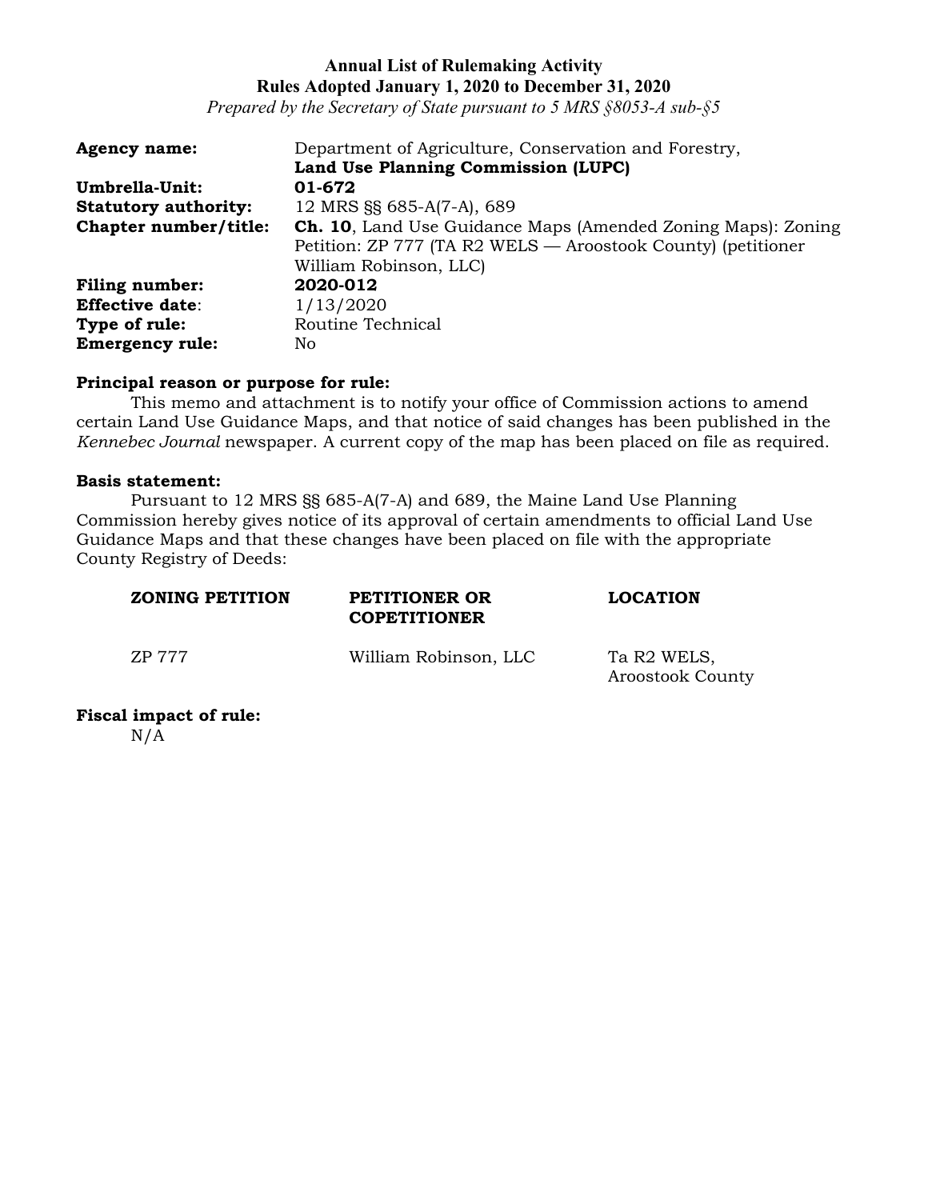**Annual List of Rulemaking Activity**
**Rules Adopted January 1, 2020 to December 31, 2020**
*Prepared by the Secretary of State pursuant to 5 MRS §8053-A sub-§5*

| | |
|---|---|
| **Agency name:** | Department of Agriculture, Conservation and Forestry, **Land Use Planning Commission (LUPC)** |
| **Umbrella-Unit:** | **01-672** |
| **Statutory authority:** | 12 MRS §§ 685-A(7-A), 689 |
| **Chapter number/title:** | **Ch. 10**, Land Use Guidance Maps (Amended Zoning Maps): Zoning Petition: ZP 777 (TA R2 WELS — Aroostook County) (petitioner William Robinson, LLC) |
| **Filing number:** | **2020-012** |
| **Effective date**: | 1/13/2020 |
| **Type of rule:** | Routine Technical |
| **Emergency rule:** | No |

**Principal reason or purpose for rule:**

This memo and attachment is to notify your office of Commission actions to amend certain Land Use Guidance Maps, and that notice of said changes has been published in the *Kennebec Journal* newspaper. A current copy of the map has been placed on file as required.

**Basis statement:**

Pursuant to 12 MRS §§ 685-A(7-A) and 689, the Maine Land Use Planning Commission hereby gives notice of its approval of certain amendments to official Land Use Guidance Maps and that these changes have been placed on file with the appropriate County Registry of Deeds:

| ZONING PETITION | PETITIONER OR COPETITIONER | LOCATION |
|---|---|---|
| ZP 777 | William Robinson, LLC | Ta R2 WELS, Aroostook County |

**Fiscal impact of rule:**

N/A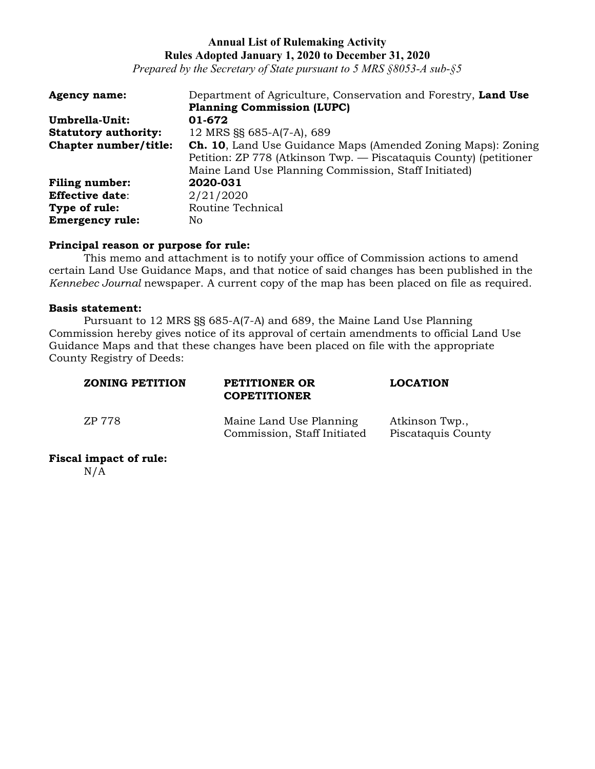**Annual List of Rulemaking Activity**
**Rules Adopted January 1, 2020 to December 31, 2020**
*Prepared by the Secretary of State pursuant to 5 MRS §8053-A sub-§5*

| | |
|---|---|
| **Agency name:** | Department of Agriculture, Conservation and Forestry, **Land Use Planning Commission (LUPC)** |
| **Umbrella-Unit:** | **01-672** |
| **Statutory authority:** | 12 MRS §§ 685-A(7-A), 689 |
| **Chapter number/title:** | **Ch. 10**, Land Use Guidance Maps (Amended Zoning Maps): Zoning Petition: ZP 778 (Atkinson Twp. — Piscataquis County) (petitioner Maine Land Use Planning Commission, Staff Initiated) |
| **Filing number:** | **2020-031** |
| **Effective date**: | 2/21/2020 |
| **Type of rule:** | Routine Technical |
| **Emergency rule:** | No |

**Principal reason or purpose for rule:**

This memo and attachment is to notify your office of Commission actions to amend certain Land Use Guidance Maps, and that notice of said changes has been published in the *Kennebec Journal* newspaper. A current copy of the map has been placed on file as required.

**Basis statement:**

Pursuant to 12 MRS §§ 685-A(7-A) and 689, the Maine Land Use Planning Commission hereby gives notice of its approval of certain amendments to official Land Use Guidance Maps and that these changes have been placed on file with the appropriate County Registry of Deeds:

| ZONING PETITION | PETITIONER OR COPETITIONER | LOCATION |
|---|---|---|
| ZP 778 | Maine Land Use Planning Commission, Staff Initiated | Atkinson Twp., Piscataquis County |

**Fiscal impact of rule:**

N/A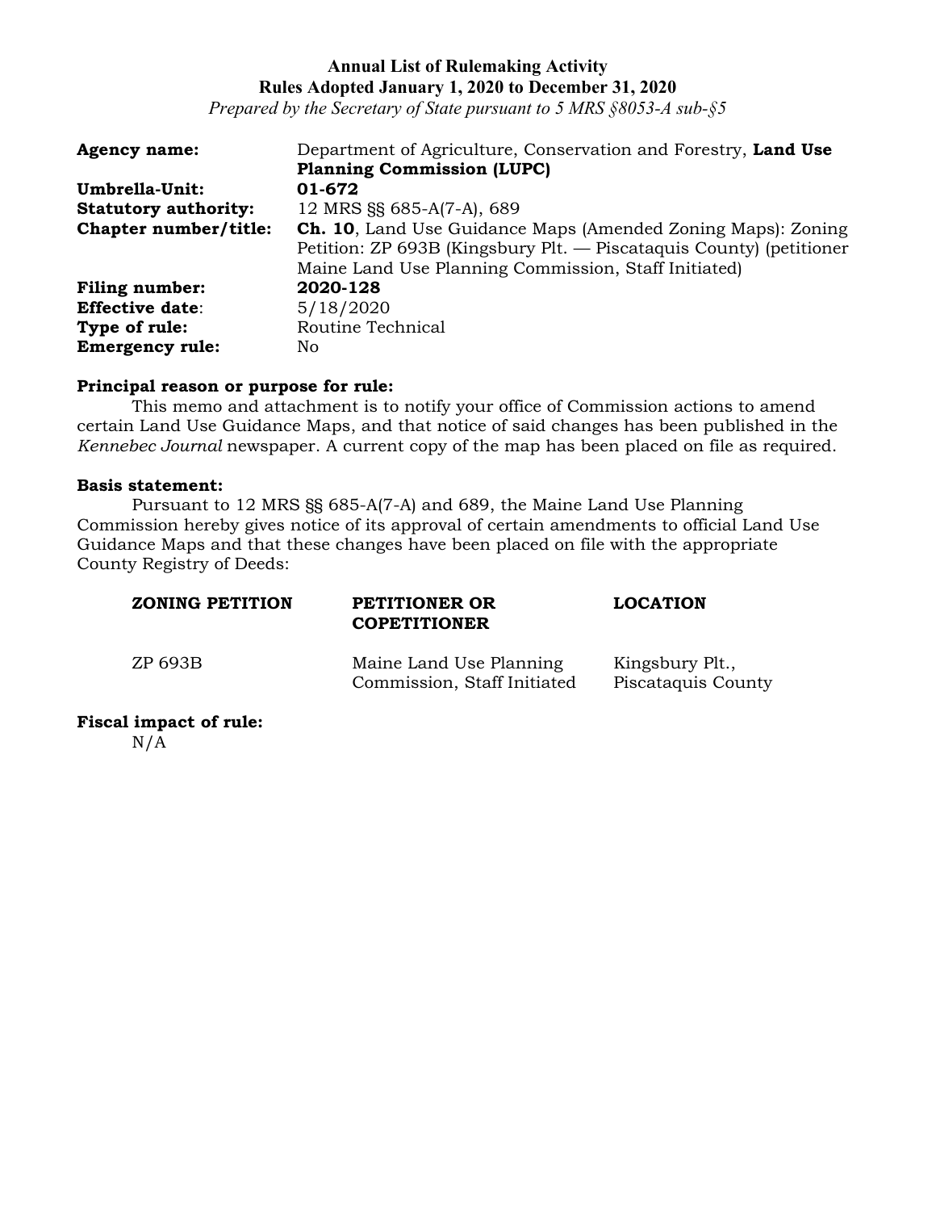**Annual List of Rulemaking Activity**
**Rules Adopted January 1, 2020 to December 31, 2020**
*Prepared by the Secretary of State pursuant to 5 MRS §8053-A sub-§5*

| | |
|---|---|
| **Agency name:** | Department of Agriculture, Conservation and Forestry, **Land Use Planning Commission (LUPC)** |
| **Umbrella-Unit:** | **01-672** |
| **Statutory authority:** | 12 MRS §§ 685-A(7-A), 689 |
| **Chapter number/title:** | **Ch. 10**, Land Use Guidance Maps (Amended Zoning Maps): Zoning Petition: ZP 693B (Kingsbury Plt. — Piscataquis County) (petitioner Maine Land Use Planning Commission, Staff Initiated) |
| **Filing number:** | **2020-128** |
| **Effective date**: | 5/18/2020 |
| **Type of rule:** | Routine Technical |
| **Emergency rule:** | No |

**Principal reason or purpose for rule:**

This memo and attachment is to notify your office of Commission actions to amend certain Land Use Guidance Maps, and that notice of said changes has been published in the *Kennebec Journal* newspaper. A current copy of the map has been placed on file as required.

**Basis statement:**

Pursuant to 12 MRS §§ 685-A(7-A) and 689, the Maine Land Use Planning Commission hereby gives notice of its approval of certain amendments to official Land Use Guidance Maps and that these changes have been placed on file with the appropriate County Registry of Deeds:

| ZONING PETITION | PETITIONER OR COPETITIONER | LOCATION |
|---|---|---|
| ZP 693B | Maine Land Use Planning Commission, Staff Initiated | Kingsbury Plt., Piscataquis County |

**Fiscal impact of rule:**

N/A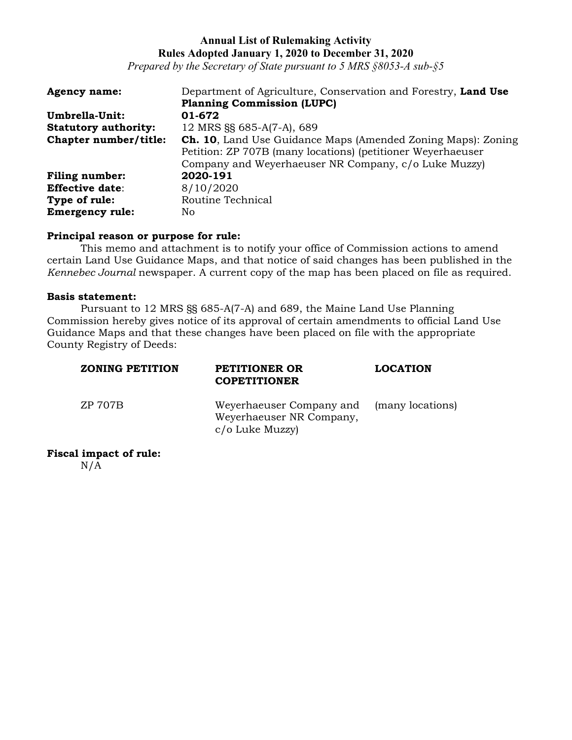**Annual List of Rulemaking Activity**
**Rules Adopted January 1, 2020 to December 31, 2020**
*Prepared by the Secretary of State pursuant to 5 MRS §8053-A sub-§5*

| | |
|---|---|
| **Agency name:** | Department of Agriculture, Conservation and Forestry, **Land Use Planning Commission (LUPC)** |
| **Umbrella-Unit:** | **01-672** |
| **Statutory authority:** | 12 MRS §§ 685-A(7-A), 689 |
| **Chapter number/title:** | **Ch. 10**, Land Use Guidance Maps (Amended Zoning Maps): Zoning Petition: ZP 707B (many locations) (petitioner Weyerhaeuser Company and Weyerhaeuser NR Company, c/o Luke Muzzy) |
| **Filing number:** | **2020-191** |
| **Effective date**: | 8/10/2020 |
| **Type of rule:** | Routine Technical |
| **Emergency rule:** | No |

**Principal reason or purpose for rule:**

This memo and attachment is to notify your office of Commission actions to amend certain Land Use Guidance Maps, and that notice of said changes has been published in the *Kennebec Journal* newspaper. A current copy of the map has been placed on file as required.

**Basis statement:**

Pursuant to 12 MRS §§ 685-A(7-A) and 689, the Maine Land Use Planning Commission hereby gives notice of its approval of certain amendments to official Land Use Guidance Maps and that these changes have been placed on file with the appropriate County Registry of Deeds:

| ZONING PETITION | PETITIONER OR COPETITIONER | LOCATION |
|---|---|---|
| ZP 707B | Weyerhaeuser Company and Weyerhaeuser NR Company, c/o Luke Muzzy) | (many locations) |

**Fiscal impact of rule:**

N/A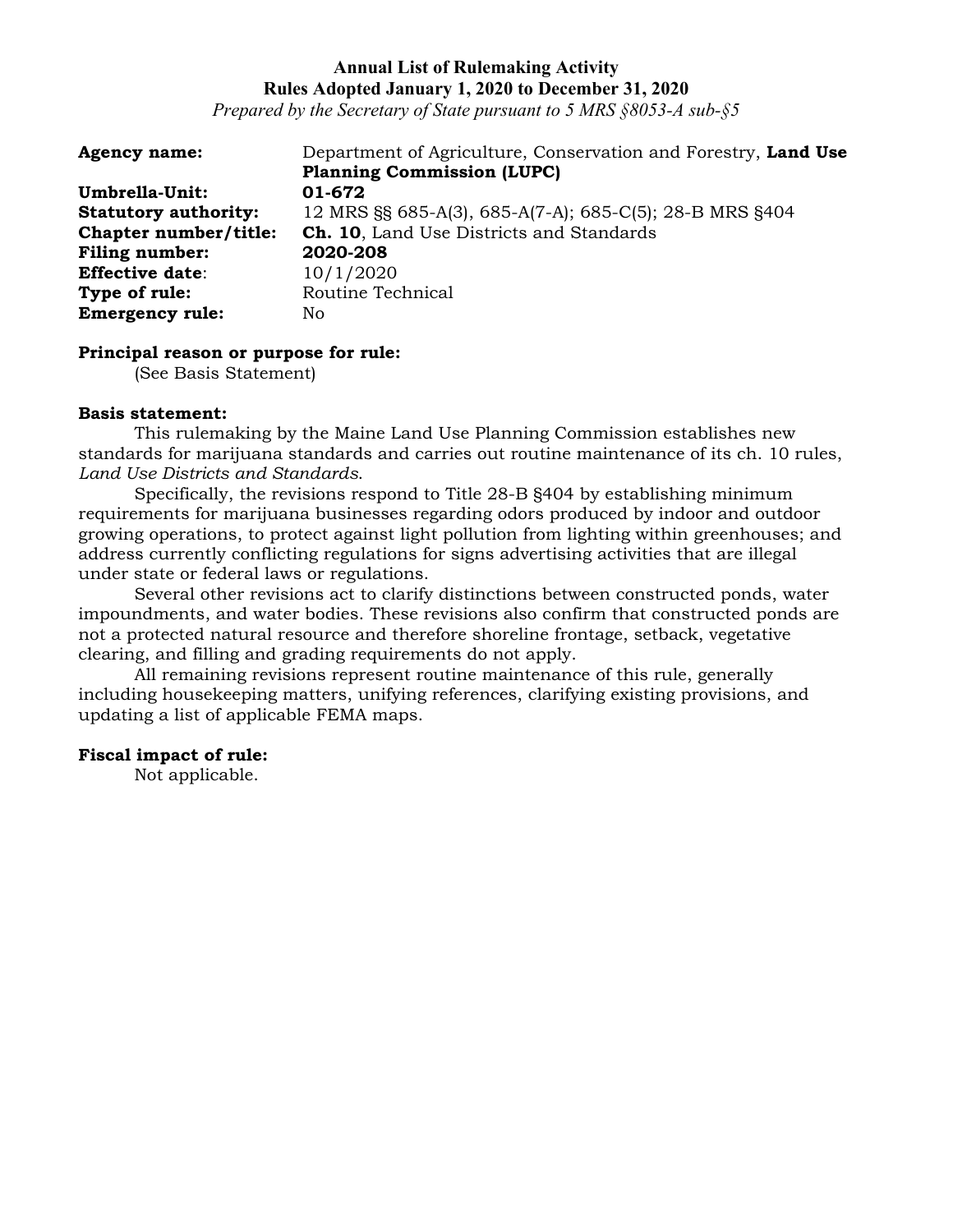**Annual List of Rulemaking Activity**
**Rules Adopted January 1, 2020 to December 31, 2020**
*Prepared by the Secretary of State pursuant to 5 MRS §8053-A sub-§5*

**Agency name:** Department of Agriculture, Conservation and Forestry, **Land Use Planning Commission (LUPC)**
**Umbrella-Unit:** **01-672**
**Statutory authority:** 12 MRS §§ 685-A(3), 685-A(7-A); 685-C(5); 28-B MRS §404
**Chapter number/title:** **Ch. 10**, Land Use Districts and Standards
**Filing number:** **2020-208**
**Effective date**: 10/1/2020
**Type of rule:** Routine Technical
**Emergency rule:** No

**Principal reason or purpose for rule:**
(See Basis Statement)

**Basis statement:**
This rulemaking by the Maine Land Use Planning Commission establishes new standards for marijuana standards and carries out routine maintenance of its ch. 10 rules, *Land Use Districts and Standards*.

Specifically, the revisions respond to Title 28-B §404 by establishing minimum requirements for marijuana businesses regarding odors produced by indoor and outdoor growing operations, to protect against light pollution from lighting within greenhouses; and address currently conflicting regulations for signs advertising activities that are illegal under state or federal laws or regulations.

Several other revisions act to clarify distinctions between constructed ponds, water impoundments, and water bodies. These revisions also confirm that constructed ponds are not a protected natural resource and therefore shoreline frontage, setback, vegetative clearing, and filling and grading requirements do not apply.

All remaining revisions represent routine maintenance of this rule, generally including housekeeping matters, unifying references, clarifying existing provisions, and updating a list of applicable FEMA maps.

**Fiscal impact of rule:**
Not applicable.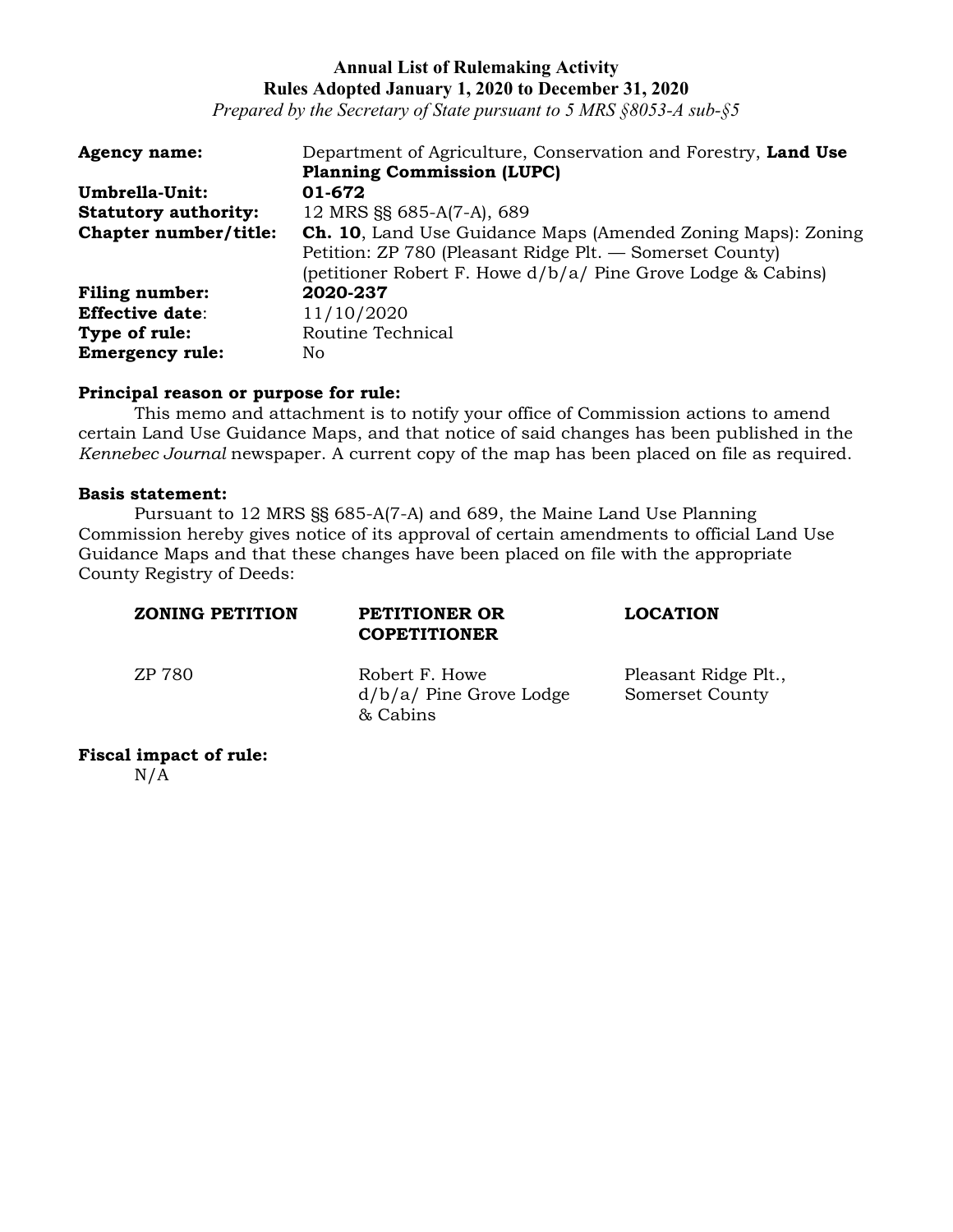**Annual List of Rulemaking Activity**
**Rules Adopted January 1, 2020 to December 31, 2020**
*Prepared by the Secretary of State pursuant to 5 MRS §8053-A sub-§5*

| | |
|---|---|
| **Agency name:** | Department of Agriculture, Conservation and Forestry, **Land Use Planning Commission (LUPC)** |
| **Umbrella-Unit:** | **01-672** |
| **Statutory authority:** | 12 MRS §§ 685-A(7-A), 689 |
| **Chapter number/title:** | **Ch. 10**, Land Use Guidance Maps (Amended Zoning Maps): Zoning Petition: ZP 780 (Pleasant Ridge Plt. — Somerset County) (petitioner Robert F. Howe d/b/a/ Pine Grove Lodge & Cabins) |
| **Filing number:** | **2020-237** |
| **Effective date**: | 11/10/2020 |
| **Type of rule:** | Routine Technical |
| **Emergency rule:** | No |

**Principal reason or purpose for rule:**

This memo and attachment is to notify your office of Commission actions to amend certain Land Use Guidance Maps, and that notice of said changes has been published in the *Kennebec Journal* newspaper. A current copy of the map has been placed on file as required.

**Basis statement:**

Pursuant to 12 MRS §§ 685-A(7-A) and 689, the Maine Land Use Planning Commission hereby gives notice of its approval of certain amendments to official Land Use Guidance Maps and that these changes have been placed on file with the appropriate County Registry of Deeds:

| ZONING PETITION | PETITIONER OR COPETITIONER | LOCATION |
|---|---|---|
| ZP 780 | Robert F. Howe d/b/a/ Pine Grove Lodge & Cabins | Pleasant Ridge Plt., Somerset County |

**Fiscal impact of rule:**

N/A